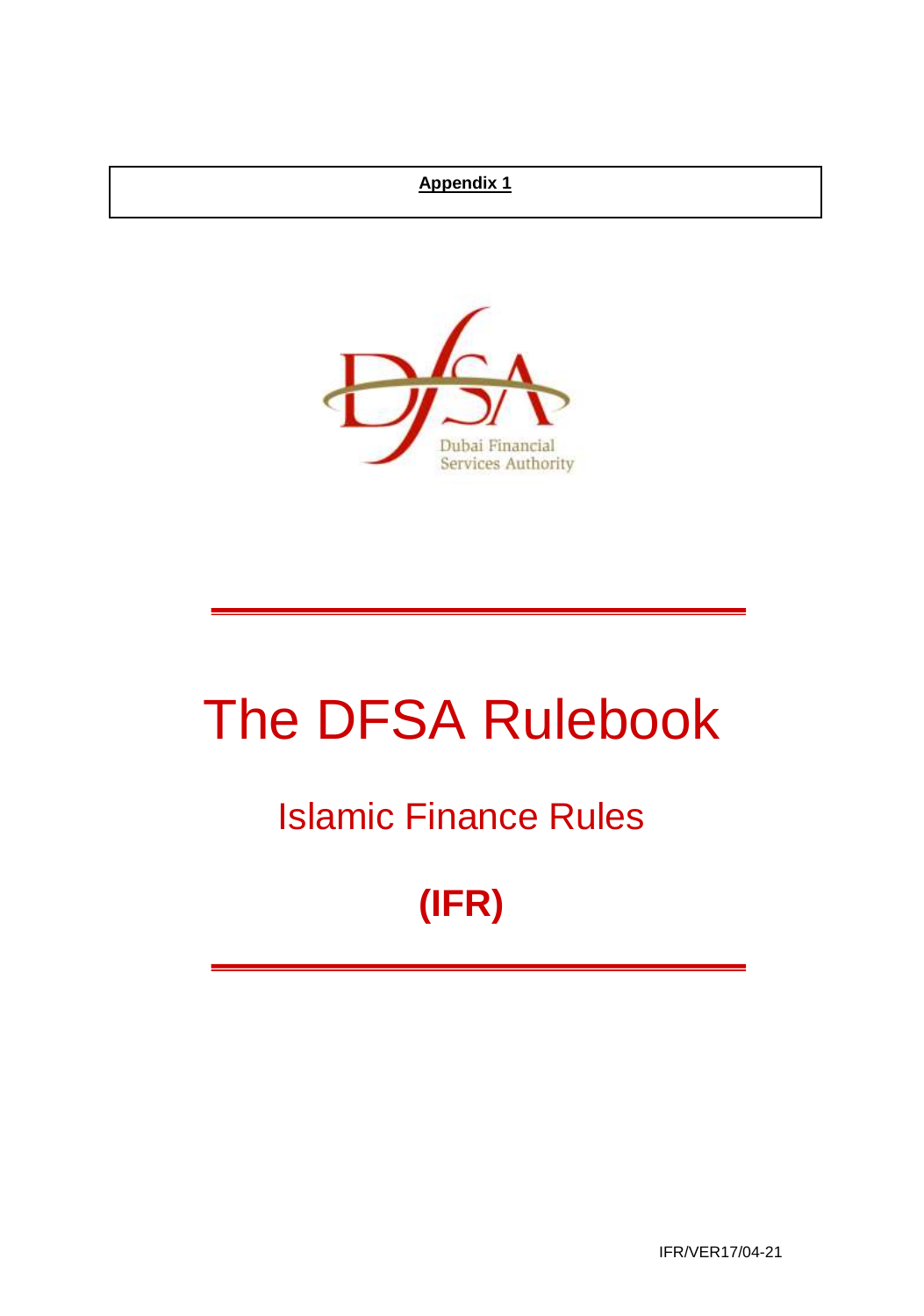**Appendix 1**

Dubai Financial Services Authority

# The DFSA Rulebook

## Islamic Finance Rules

## (IFR)

IFR/VER17/04-21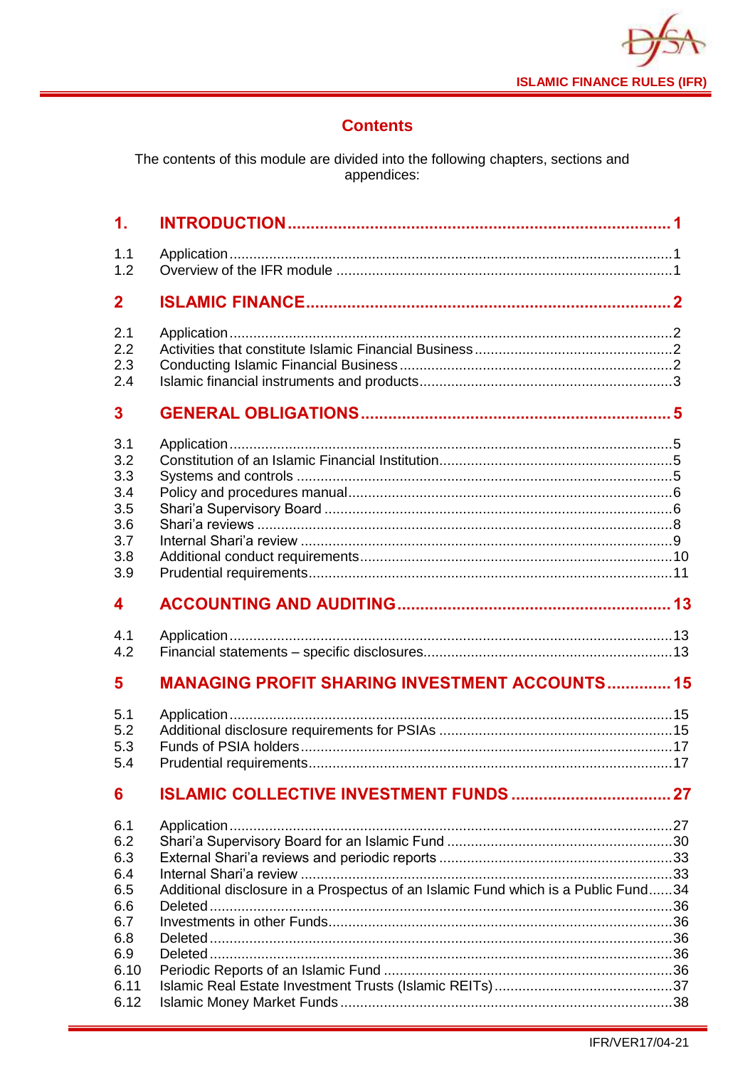## Contents

The contents of this module are divided into the following chapters, sections and appendices:

| | | |
|---|---|---|
| **1.** | **INTRODUCTION** | **1** |
| 1.1 | Application | 1 |
| 1.2 | Overview of the IFR module | 1 |
| **2** | **ISLAMIC FINANCE** | **2** |
| 2.1 | Application | 2 |
| 2.2 | Activities that constitute Islamic Financial Business | 2 |
| 2.3 | Conducting Islamic Financial Business | 2 |
| 2.4 | Islamic financial instruments and products | 3 |
| **3** | **GENERAL OBLIGATIONS** | **5** |
| 3.1 | Application | 5 |
| 3.2 | Constitution of an Islamic Financial Institution | 5 |
| 3.3 | Systems and controls | 5 |
| 3.4 | Policy and procedures manual | 6 |
| 3.5 | Shari'a Supervisory Board | 6 |
| 3.6 | Shari'a reviews | 8 |
| 3.7 | Internal Shari'a review | 9 |
| 3.8 | Additional conduct requirements | 10 |
| 3.9 | Prudential requirements | 11 |
| **4** | **ACCOUNTING AND AUDITING** | **13** |
| 4.1 | Application | 13 |
| 4.2 | Financial statements – specific disclosures | 13 |
| **5** | **MANAGING PROFIT SHARING INVESTMENT ACCOUNTS** | **15** |
| 5.1 | Application | 15 |
| 5.2 | Additional disclosure requirements for PSIAs | 15 |
| 5.3 | Funds of PSIA holders | 17 |
| 5.4 | Prudential requirements | 17 |
| **6** | **ISLAMIC COLLECTIVE INVESTMENT FUNDS** | **27** |
| 6.1 | Application | 27 |
| 6.2 | Shari'a Supervisory Board for an Islamic Fund | 30 |
| 6.3 | External Shari'a reviews and periodic reports | 33 |
| 6.4 | Internal Shari'a review | 33 |
| 6.5 | Additional disclosure in a Prospectus of an Islamic Fund which is a Public Fund | 34 |
| 6.6 | Deleted | 36 |
| 6.7 | Investments in other Funds | 36 |
| 6.8 | Deleted | 36 |
| 6.9 | Deleted | 36 |
| 6.10 | Periodic Reports of an Islamic Fund | 36 |
| 6.11 | Islamic Real Estate Investment Trusts (Islamic REITs) | 37 |
| 6.12 | Islamic Money Market Funds | 38 |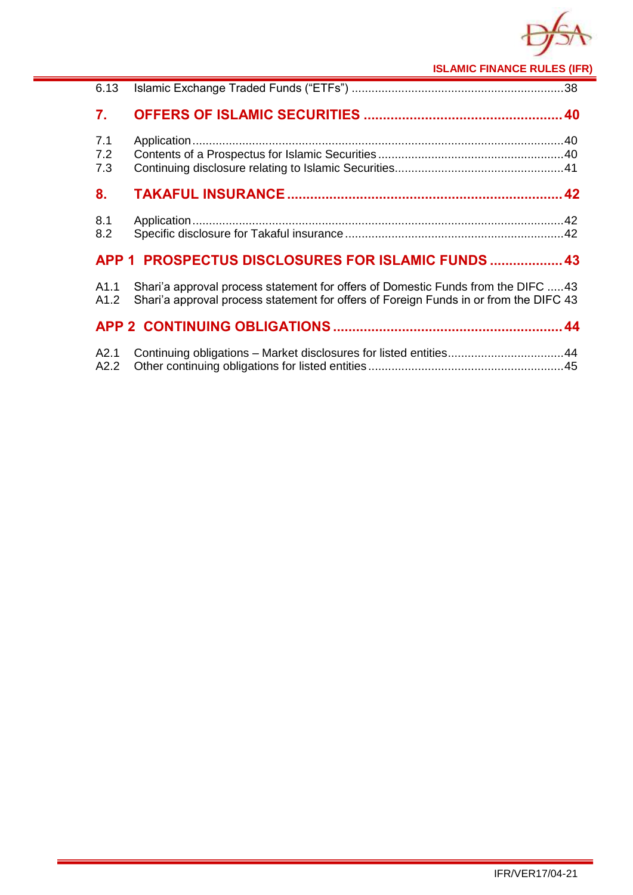6.13 Islamic Exchange Traded Funds (“ETFs”) ............................................................38

**7. OFFERS OF ISLAMIC SECURITIES ................................................ 40**

7.1 Application .................................................................................................................40
7.2 Contents of a Prospectus for Islamic Securities ........................................................40
7.3 Continuing disclosure relating to Islamic Securities...................................................41

**8. TAKAFUL INSURANCE .................................................................. 42**

8.1 Application .................................................................................................................42
8.2 Specific disclosure for Takaful insurance ..................................................................42

**APP 1 PROSPECTUS DISCLOSURES FOR ISLAMIC FUNDS .................. 43**

A1.1 Shari’a approval process statement for offers of Domestic Funds from the DIFC .....43
A1.2 Shari’a approval process statement for offers of Foreign Funds in or from the DIFC 43

**APP 2 CONTINUING OBLIGATIONS ........................................................ 44**

A2.1 Continuing obligations – Market disclosures for listed entities...................................44
A2.2 Other continuing obligations for listed entities ...........................................................45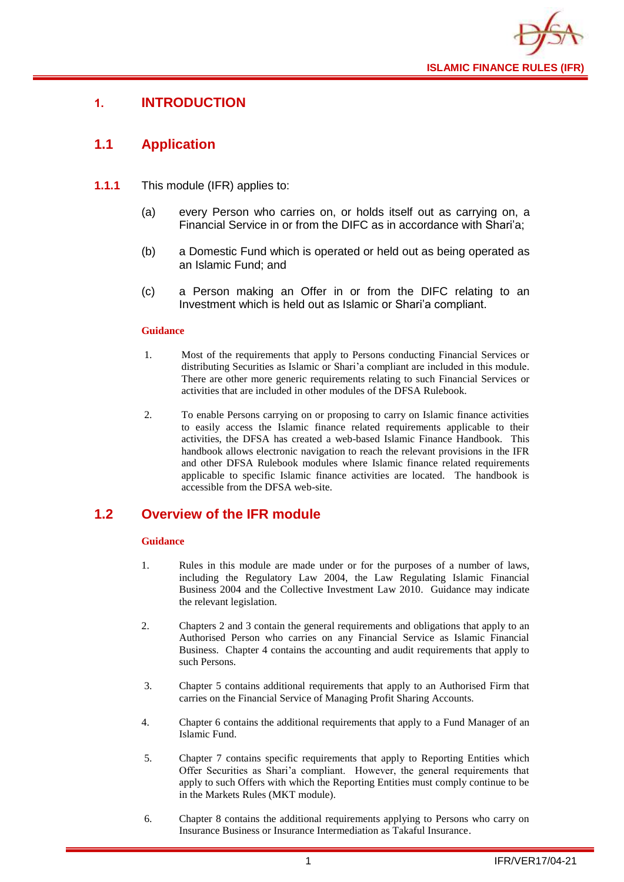# 1. INTRODUCTION

## 1.1 Application

**1.1.1** This module (IFR) applies to:

(a) every Person who carries on, or holds itself out as carrying on, a Financial Service in or from the DIFC as in accordance with Shari'a;

(b) a Domestic Fund which is operated or held out as being operated as an Islamic Fund; and

(c) a Person making an Offer in or from the DIFC relating to an Investment which is held out as Islamic or Shari'a compliant.

**Guidance**

1. Most of the requirements that apply to Persons conducting Financial Services or distributing Securities as Islamic or Shari'a compliant are included in this module. There are other more generic requirements relating to such Financial Services or activities that are included in other modules of the DFSA Rulebook.

2. To enable Persons carrying on or proposing to carry on Islamic finance activities to easily access the Islamic finance related requirements applicable to their activities, the DFSA has created a web-based Islamic Finance Handbook. This handbook allows electronic navigation to reach the relevant provisions in the IFR and other DFSA Rulebook modules where Islamic finance related requirements applicable to specific Islamic finance activities are located. The handbook is accessible from the DFSA web-site.

## 1.2 Overview of the IFR module

**Guidance**

1. Rules in this module are made under or for the purposes of a number of laws, including the Regulatory Law 2004, the Law Regulating Islamic Financial Business 2004 and the Collective Investment Law 2010. Guidance may indicate the relevant legislation.

2. Chapters 2 and 3 contain the general requirements and obligations that apply to an Authorised Person who carries on any Financial Service as Islamic Financial Business. Chapter 4 contains the accounting and audit requirements that apply to such Persons.

3. Chapter 5 contains additional requirements that apply to an Authorised Firm that carries on the Financial Service of Managing Profit Sharing Accounts.

4. Chapter 6 contains the additional requirements that apply to a Fund Manager of an Islamic Fund.

5. Chapter 7 contains specific requirements that apply to Reporting Entities which Offer Securities as Shari'a compliant. However, the general requirements that apply to such Offers with which the Reporting Entities must comply continue to be in the Markets Rules (MKT module).

6. Chapter 8 contains the additional requirements applying to Persons who carry on Insurance Business or Insurance Intermediation as Takaful Insurance.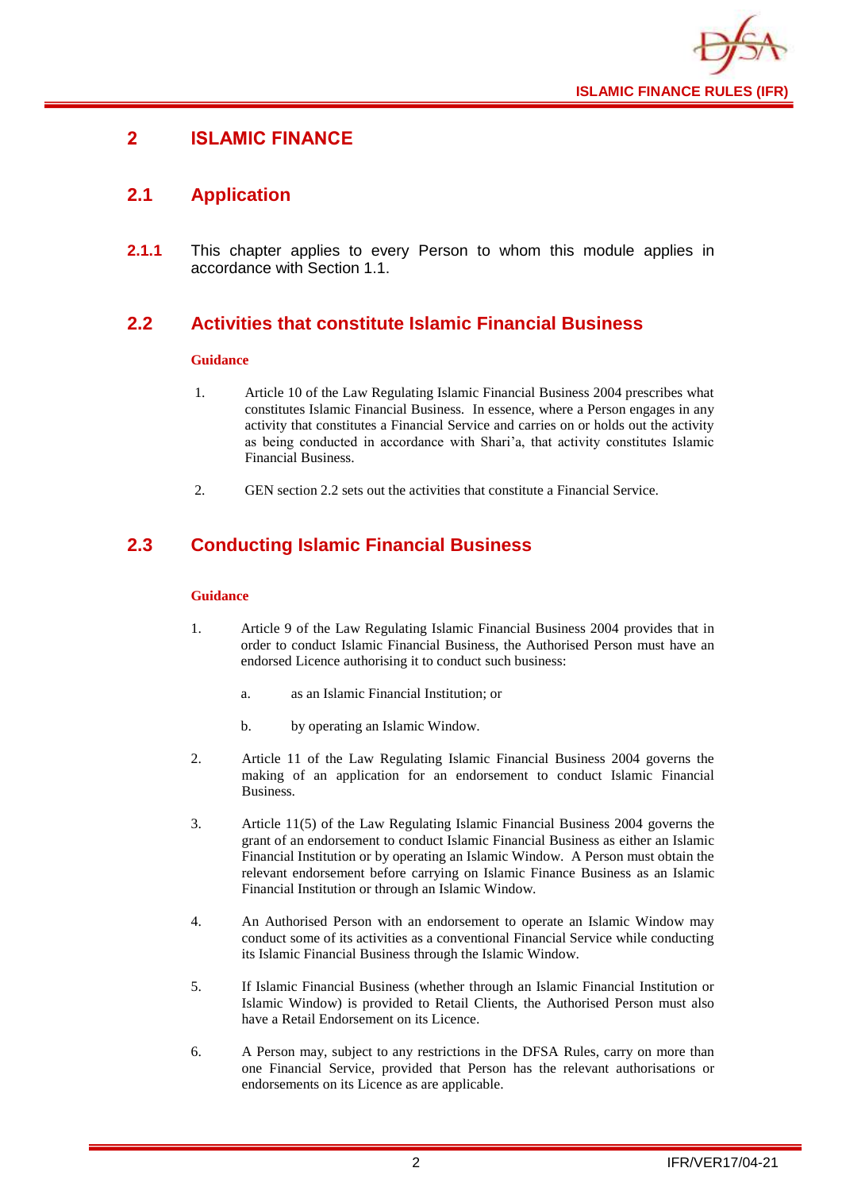# 2 ISLAMIC FINANCE

## 2.1 Application

**2.1.1** This chapter applies to every Person to whom this module applies in accordance with Section 1.1.

## 2.2 Activities that constitute Islamic Financial Business

**Guidance**

1. Article 10 of the Law Regulating Islamic Financial Business 2004 prescribes what constitutes Islamic Financial Business. In essence, where a Person engages in any activity that constitutes a Financial Service and carries on or holds out the activity as being conducted in accordance with Shari'a, that activity constitutes Islamic Financial Business.

2. GEN section 2.2 sets out the activities that constitute a Financial Service.

## 2.3 Conducting Islamic Financial Business

**Guidance**

1. Article 9 of the Law Regulating Islamic Financial Business 2004 provides that in order to conduct Islamic Financial Business, the Authorised Person must have an endorsed Licence authorising it to conduct such business:

   a. as an Islamic Financial Institution; or

   b. by operating an Islamic Window.

2. Article 11 of the Law Regulating Islamic Financial Business 2004 governs the making of an application for an endorsement to conduct Islamic Financial Business.

3. Article 11(5) of the Law Regulating Islamic Financial Business 2004 governs the grant of an endorsement to conduct Islamic Financial Business as either an Islamic Financial Institution or by operating an Islamic Window. A Person must obtain the relevant endorsement before carrying on Islamic Finance Business as an Islamic Financial Institution or through an Islamic Window.

4. An Authorised Person with an endorsement to operate an Islamic Window may conduct some of its activities as a conventional Financial Service while conducting its Islamic Financial Business through the Islamic Window.

5. If Islamic Financial Business (whether through an Islamic Financial Institution or Islamic Window) is provided to Retail Clients, the Authorised Person must also have a Retail Endorsement on its Licence.

6. A Person may, subject to any restrictions in the DFSA Rules, carry on more than one Financial Service, provided that Person has the relevant authorisations or endorsements on its Licence as are applicable.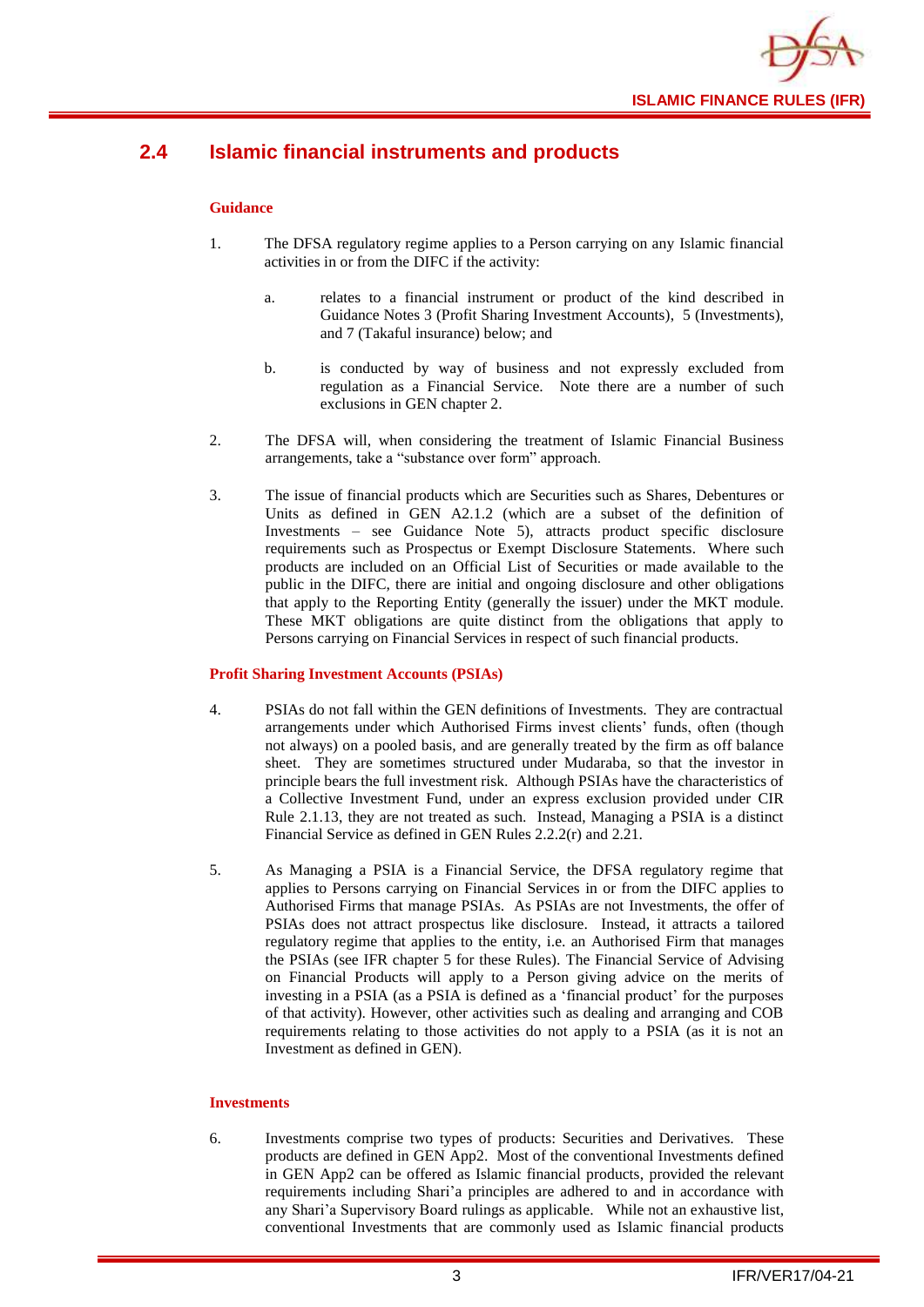## 2.4 Islamic financial instruments and products

### Guidance

1. The DFSA regulatory regime applies to a Person carrying on any Islamic financial activities in or from the DIFC if the activity:

   a. relates to a financial instrument or product of the kind described in Guidance Notes 3 (Profit Sharing Investment Accounts), 5 (Investments), and 7 (Takaful insurance) below; and

   b. is conducted by way of business and not expressly excluded from regulation as a Financial Service. Note there are a number of such exclusions in GEN chapter 2.

2. The DFSA will, when considering the treatment of Islamic Financial Business arrangements, take a "substance over form" approach.

3. The issue of financial products which are Securities such as Shares, Debentures or Units as defined in GEN A2.1.2 (which are a subset of the definition of Investments – see Guidance Note 5), attracts product specific disclosure requirements such as Prospectus or Exempt Disclosure Statements. Where such products are included on an Official List of Securities or made available to the public in the DIFC, there are initial and ongoing disclosure and other obligations that apply to the Reporting Entity (generally the issuer) under the MKT module. These MKT obligations are quite distinct from the obligations that apply to Persons carrying on Financial Services in respect of such financial products.

### Profit Sharing Investment Accounts (PSIAs)

4. PSIAs do not fall within the GEN definitions of Investments. They are contractual arrangements under which Authorised Firms invest clients' funds, often (though not always) on a pooled basis, and are generally treated by the firm as off balance sheet. They are sometimes structured under Mudaraba, so that the investor in principle bears the full investment risk. Although PSIAs have the characteristics of a Collective Investment Fund, under an express exclusion provided under CIR Rule 2.1.13, they are not treated as such. Instead, Managing a PSIA is a distinct Financial Service as defined in GEN Rules 2.2.2(r) and 2.21.

5. As Managing a PSIA is a Financial Service, the DFSA regulatory regime that applies to Persons carrying on Financial Services in or from the DIFC applies to Authorised Firms that manage PSIAs. As PSIAs are not Investments, the offer of PSIAs does not attract prospectus like disclosure. Instead, it attracts a tailored regulatory regime that applies to the entity, i.e. an Authorised Firm that manages the PSIAs (see IFR chapter 5 for these Rules). The Financial Service of Advising on Financial Products will apply to a Person giving advice on the merits of investing in a PSIA (as a PSIA is defined as a 'financial product' for the purposes of that activity). However, other activities such as dealing and arranging and COB requirements relating to those activities do not apply to a PSIA (as it is not an Investment as defined in GEN).

### Investments

6. Investments comprise two types of products: Securities and Derivatives. These products are defined in GEN App2. Most of the conventional Investments defined in GEN App2 can be offered as Islamic financial products, provided the relevant requirements including Shari'a principles are adhered to and in accordance with any Shari'a Supervisory Board rulings as applicable. While not an exhaustive list, conventional Investments that are commonly used as Islamic financial products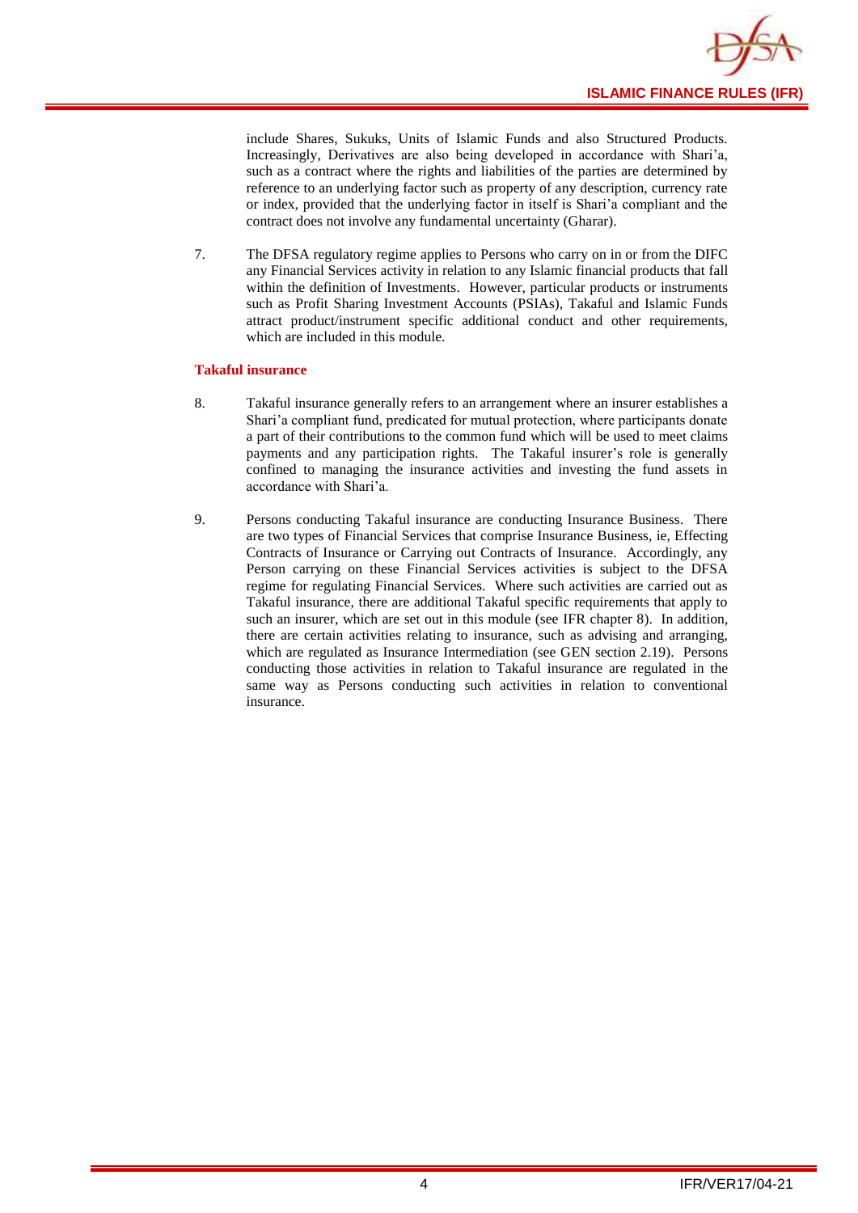include Shares, Sukuks, Units of Islamic Funds and also Structured Products. Increasingly, Derivatives are also being developed in accordance with Shari'a, such as a contract where the rights and liabilities of the parties are determined by reference to an underlying factor such as property of any description, currency rate or index, provided that the underlying factor in itself is Shari'a compliant and the contract does not involve any fundamental uncertainty (Gharar).

7. The DFSA regulatory regime applies to Persons who carry on in or from the DIFC any Financial Services activity in relation to any Islamic financial products that fall within the definition of Investments. However, particular products or instruments such as Profit Sharing Investment Accounts (PSIAs), Takaful and Islamic Funds attract product/instrument specific additional conduct and other requirements, which are included in this module.

### Takaful insurance

8. Takaful insurance generally refers to an arrangement where an insurer establishes a Shari'a compliant fund, predicated for mutual protection, where participants donate a part of their contributions to the common fund which will be used to meet claims payments and any participation rights. The Takaful insurer's role is generally confined to managing the insurance activities and investing the fund assets in accordance with Shari'a.

9. Persons conducting Takaful insurance are conducting Insurance Business. There are two types of Financial Services that comprise Insurance Business, ie, Effecting Contracts of Insurance or Carrying out Contracts of Insurance. Accordingly, any Person carrying on these Financial Services activities is subject to the DFSA regime for regulating Financial Services. Where such activities are carried out as Takaful insurance, there are additional Takaful specific requirements that apply to such an insurer, which are set out in this module (see IFR chapter 8). In addition, there are certain activities relating to insurance, such as advising and arranging, which are regulated as Insurance Intermediation (see GEN section 2.19). Persons conducting those activities in relation to Takaful insurance are regulated in the same way as Persons conducting such activities in relation to conventional insurance.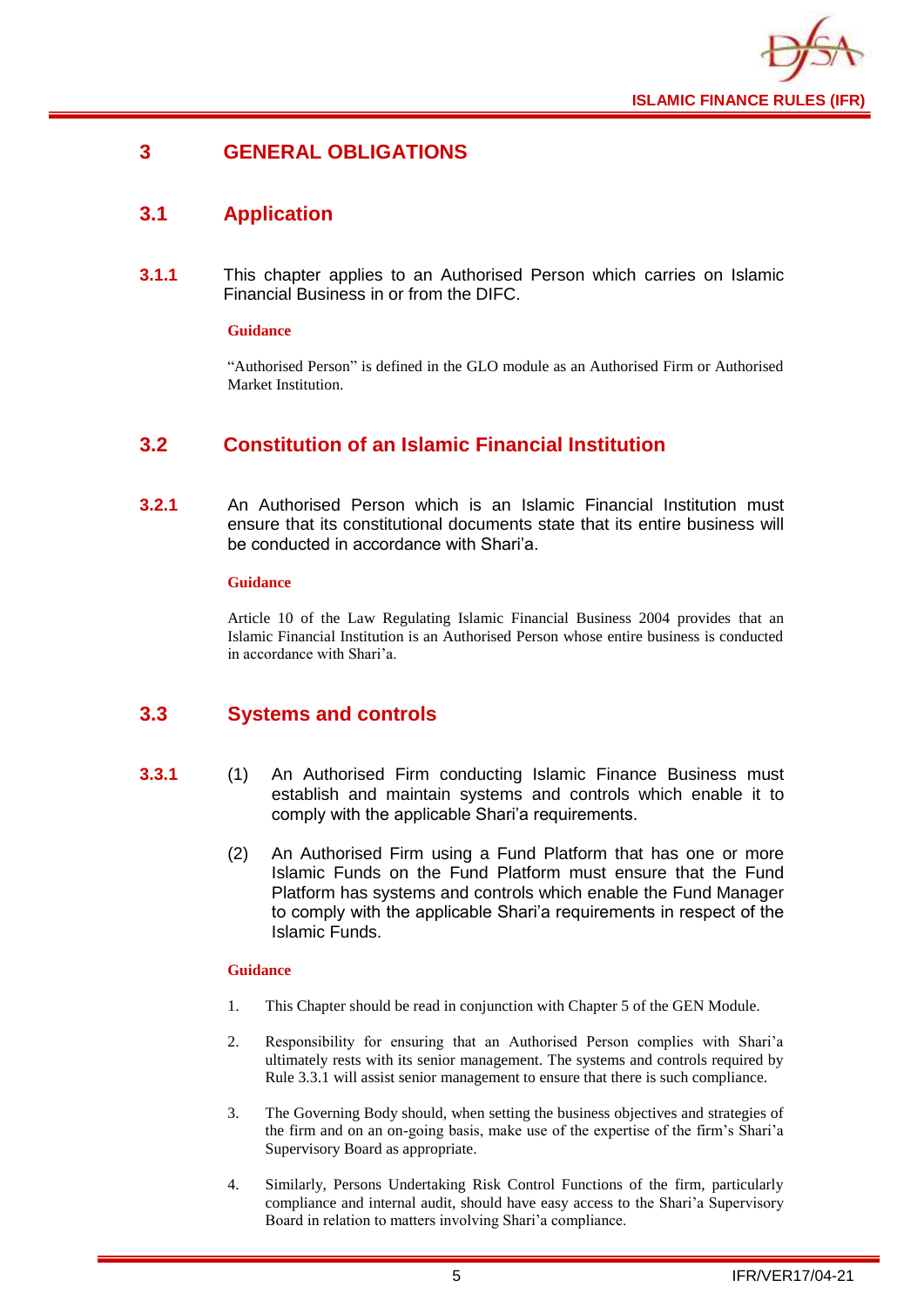# 3 GENERAL OBLIGATIONS

## 3.1 Application

**3.1.1** This chapter applies to an Authorised Person which carries on Islamic Financial Business in or from the DIFC.

**Guidance**

"Authorised Person" is defined in the GLO module as an Authorised Firm or Authorised Market Institution.

## 3.2 Constitution of an Islamic Financial Institution

**3.2.1** An Authorised Person which is an Islamic Financial Institution must ensure that its constitutional documents state that its entire business will be conducted in accordance with Shari'a.

**Guidance**

Article 10 of the Law Regulating Islamic Financial Business 2004 provides that an Islamic Financial Institution is an Authorised Person whose entire business is conducted in accordance with Shari'a.

## 3.3 Systems and controls

**3.3.1** (1) An Authorised Firm conducting Islamic Finance Business must establish and maintain systems and controls which enable it to comply with the applicable Shari'a requirements.

(2) An Authorised Firm using a Fund Platform that has one or more Islamic Funds on the Fund Platform must ensure that the Fund Platform has systems and controls which enable the Fund Manager to comply with the applicable Shari'a requirements in respect of the Islamic Funds.

**Guidance**

1. This Chapter should be read in conjunction with Chapter 5 of the GEN Module.
2. Responsibility for ensuring that an Authorised Person complies with Shari'a ultimately rests with its senior management. The systems and controls required by Rule 3.3.1 will assist senior management to ensure that there is such compliance.
3. The Governing Body should, when setting the business objectives and strategies of the firm and on an on-going basis, make use of the expertise of the firm's Shari'a Supervisory Board as appropriate.
4. Similarly, Persons Undertaking Risk Control Functions of the firm, particularly compliance and internal audit, should have easy access to the Shari'a Supervisory Board in relation to matters involving Shari'a compliance.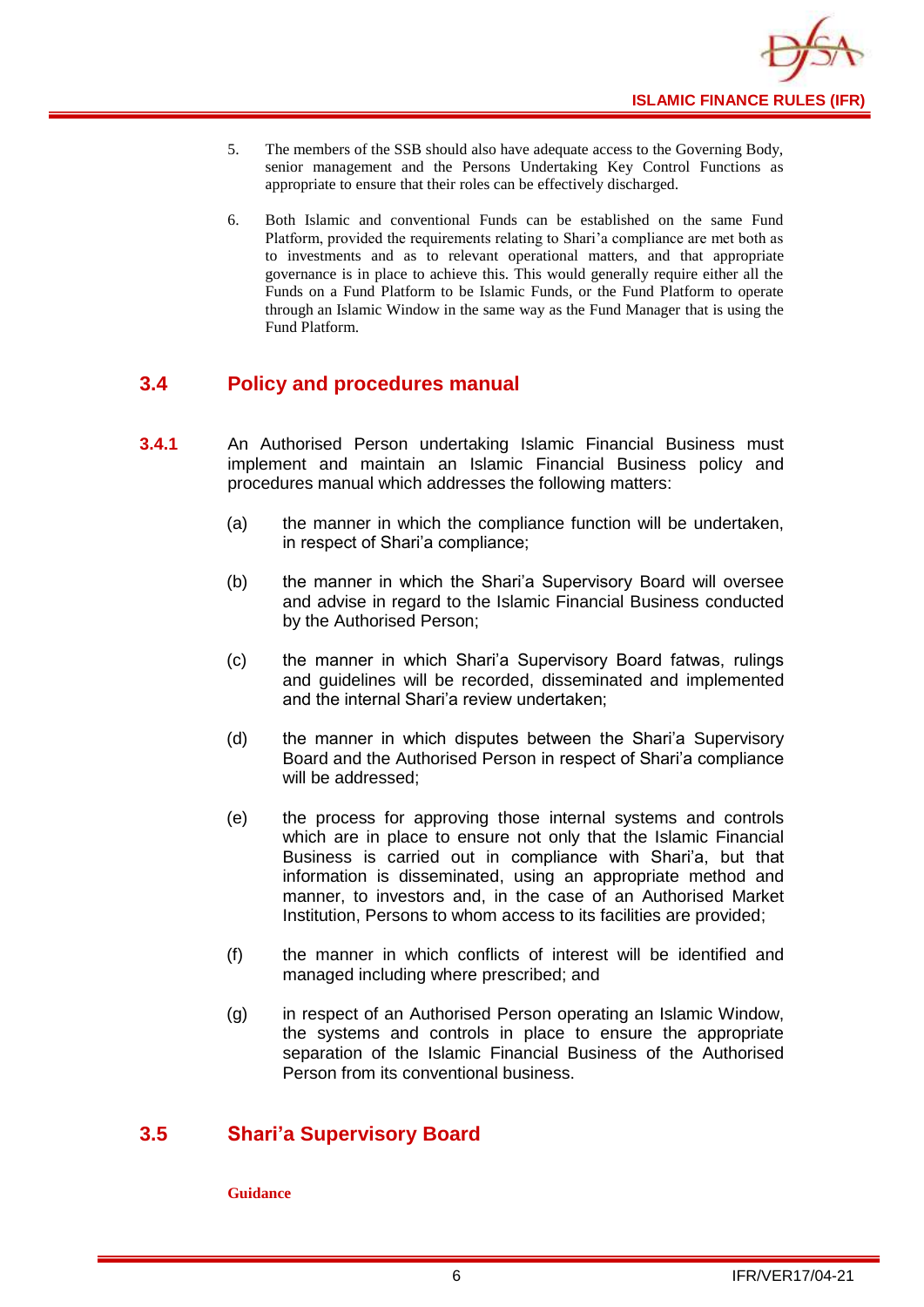5. The members of the SSB should also have adequate access to the Governing Body, senior management and the Persons Undertaking Key Control Functions as appropriate to ensure that their roles can be effectively discharged.

6. Both Islamic and conventional Funds can be established on the same Fund Platform, provided the requirements relating to Shari'a compliance are met both as to investments and as to relevant operational matters, and that appropriate governance is in place to achieve this. This would generally require either all the Funds on a Fund Platform to be Islamic Funds, or the Fund Platform to operate through an Islamic Window in the same way as the Fund Manager that is using the Fund Platform.

## 3.4 Policy and procedures manual

**3.4.1** An Authorised Person undertaking Islamic Financial Business must implement and maintain an Islamic Financial Business policy and procedures manual which addresses the following matters:

(a) the manner in which the compliance function will be undertaken, in respect of Shari'a compliance;

(b) the manner in which the Shari'a Supervisory Board will oversee and advise in regard to the Islamic Financial Business conducted by the Authorised Person;

(c) the manner in which Shari'a Supervisory Board fatwas, rulings and guidelines will be recorded, disseminated and implemented and the internal Shari'a review undertaken;

(d) the manner in which disputes between the Shari'a Supervisory Board and the Authorised Person in respect of Shari'a compliance will be addressed;

(e) the process for approving those internal systems and controls which are in place to ensure not only that the Islamic Financial Business is carried out in compliance with Shari'a, but that information is disseminated, using an appropriate method and manner, to investors and, in the case of an Authorised Market Institution, Persons to whom access to its facilities are provided;

(f) the manner in which conflicts of interest will be identified and managed including where prescribed; and

(g) in respect of an Authorised Person operating an Islamic Window, the systems and controls in place to ensure the appropriate separation of the Islamic Financial Business of the Authorised Person from its conventional business.

## 3.5 Shari'a Supervisory Board

**Guidance**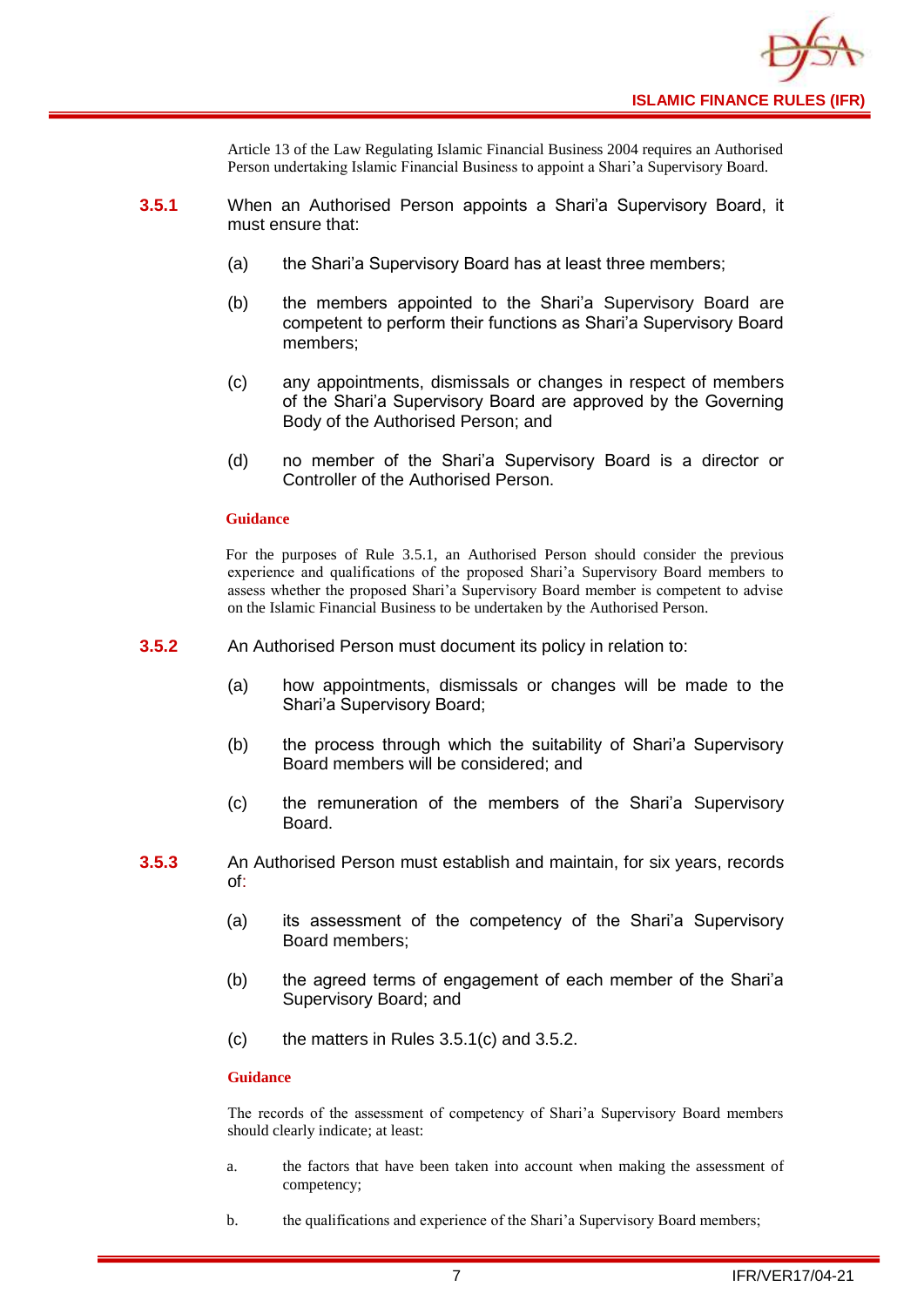Article 13 of the Law Regulating Islamic Financial Business 2004 requires an Authorised Person undertaking Islamic Financial Business to appoint a Shari'a Supervisory Board.

**3.5.1** When an Authorised Person appoints a Shari'a Supervisory Board, it must ensure that:

(a) the Shari'a Supervisory Board has at least three members;

(b) the members appointed to the Shari'a Supervisory Board are competent to perform their functions as Shari'a Supervisory Board members;

(c) any appointments, dismissals or changes in respect of members of the Shari'a Supervisory Board are approved by the Governing Body of the Authorised Person; and

(d) no member of the Shari'a Supervisory Board is a director or Controller of the Authorised Person.

**Guidance**

For the purposes of Rule 3.5.1, an Authorised Person should consider the previous experience and qualifications of the proposed Shari'a Supervisory Board members to assess whether the proposed Shari'a Supervisory Board member is competent to advise on the Islamic Financial Business to be undertaken by the Authorised Person.

**3.5.2** An Authorised Person must document its policy in relation to:

(a) how appointments, dismissals or changes will be made to the Shari'a Supervisory Board;

(b) the process through which the suitability of Shari'a Supervisory Board members will be considered; and

(c) the remuneration of the members of the Shari'a Supervisory Board.

**3.5.3** An Authorised Person must establish and maintain, for six years, records of:

(a) its assessment of the competency of the Shari'a Supervisory Board members;

(b) the agreed terms of engagement of each member of the Shari'a Supervisory Board; and

(c) the matters in Rules 3.5.1(c) and 3.5.2.

**Guidance**

The records of the assessment of competency of Shari'a Supervisory Board members should clearly indicate; at least:

a. the factors that have been taken into account when making the assessment of competency;

b. the qualifications and experience of the Shari'a Supervisory Board members;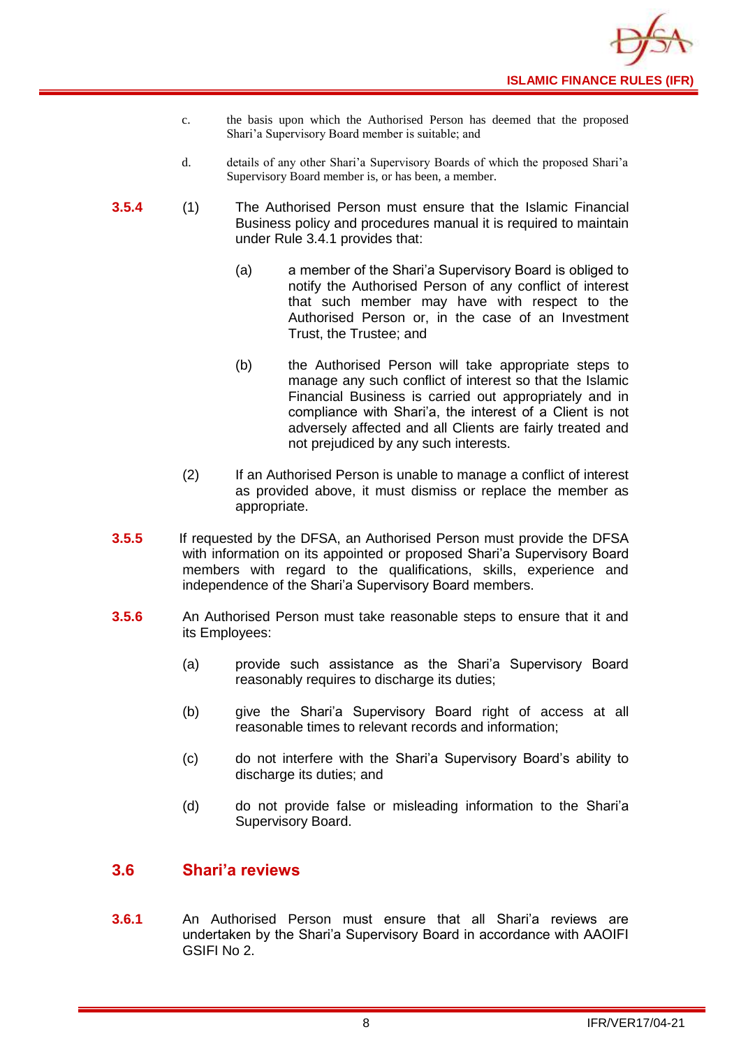c. the basis upon which the Authorised Person has deemed that the proposed Shari'a Supervisory Board member is suitable; and

d. details of any other Shari'a Supervisory Boards of which the proposed Shari'a Supervisory Board member is, or has been, a member.

**3.5.4** (1) The Authorised Person must ensure that the Islamic Financial Business policy and procedures manual it is required to maintain under Rule 3.4.1 provides that:

(a) a member of the Shari'a Supervisory Board is obliged to notify the Authorised Person of any conflict of interest that such member may have with respect to the Authorised Person or, in the case of an Investment Trust, the Trustee; and

(b) the Authorised Person will take appropriate steps to manage any such conflict of interest so that the Islamic Financial Business is carried out appropriately and in compliance with Shari'a, the interest of a Client is not adversely affected and all Clients are fairly treated and not prejudiced by any such interests.

(2) If an Authorised Person is unable to manage a conflict of interest as provided above, it must dismiss or replace the member as appropriate.

**3.5.5** If requested by the DFSA, an Authorised Person must provide the DFSA with information on its appointed or proposed Shari'a Supervisory Board members with regard to the qualifications, skills, experience and independence of the Shari'a Supervisory Board members.

**3.5.6** An Authorised Person must take reasonable steps to ensure that it and its Employees:

(a) provide such assistance as the Shari'a Supervisory Board reasonably requires to discharge its duties;

(b) give the Shari'a Supervisory Board right of access at all reasonable times to relevant records and information;

(c) do not interfere with the Shari'a Supervisory Board's ability to discharge its duties; and

(d) do not provide false or misleading information to the Shari'a Supervisory Board.

## 3.6 Shari'a reviews

**3.6.1** An Authorised Person must ensure that all Shari'a reviews are undertaken by the Shari'a Supervisory Board in accordance with AAOIFI GSIFI No 2.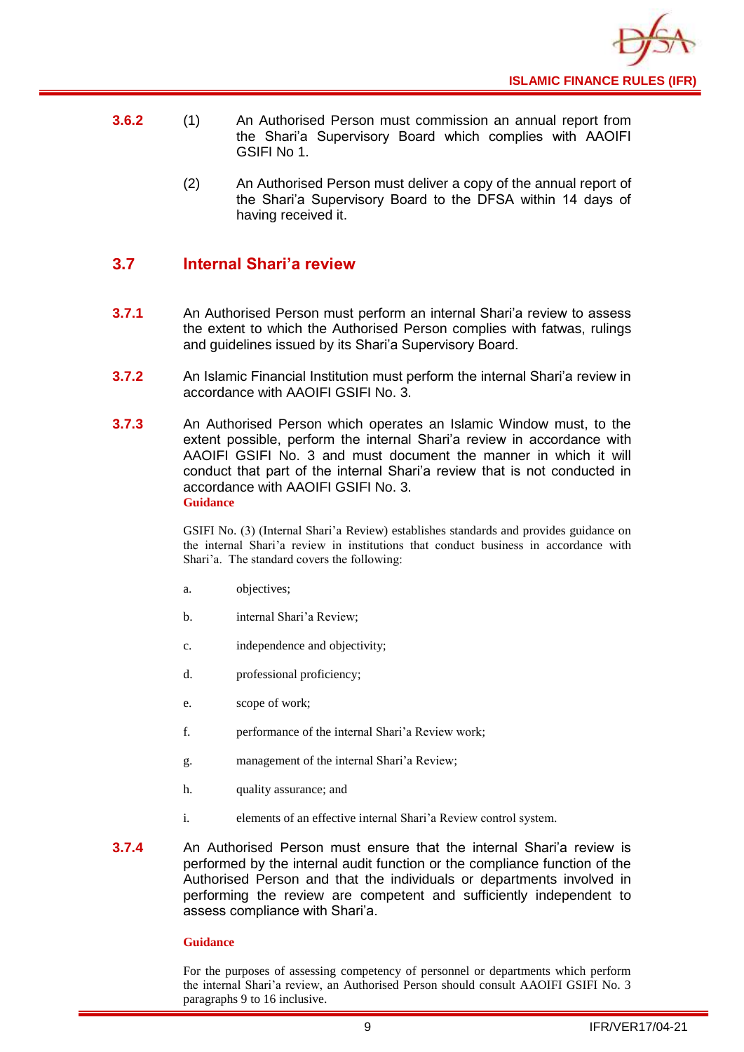**3.6.2** (1) An Authorised Person must commission an annual report from the Shari'a Supervisory Board which complies with AAOIFI GSIFI No 1.

(2) An Authorised Person must deliver a copy of the annual report of the Shari'a Supervisory Board to the DFSA within 14 days of having received it.

## 3.7 Internal Shari'a review

**3.7.1** An Authorised Person must perform an internal Shari'a review to assess the extent to which the Authorised Person complies with fatwas, rulings and guidelines issued by its Shari'a Supervisory Board.

**3.7.2** An Islamic Financial Institution must perform the internal Shari'a review in accordance with AAOIFI GSIFI No. 3.

**3.7.3** An Authorised Person which operates an Islamic Window must, to the extent possible, perform the internal Shari'a review in accordance with AAOIFI GSIFI No. 3 and must document the manner in which it will conduct that part of the internal Shari'a review that is not conducted in accordance with AAOIFI GSIFI No. 3.

**Guidance**

GSIFI No. (3) (Internal Shari'a Review) establishes standards and provides guidance on the internal Shari'a review in institutions that conduct business in accordance with Shari'a. The standard covers the following:

a. objectives;

b. internal Shari'a Review;

c. independence and objectivity;

d. professional proficiency;

e. scope of work;

f. performance of the internal Shari'a Review work;

g. management of the internal Shari'a Review;

h. quality assurance; and

i. elements of an effective internal Shari'a Review control system.

**3.7.4** An Authorised Person must ensure that the internal Shari'a review is performed by the internal audit function or the compliance function of the Authorised Person and that the individuals or departments involved in performing the review are competent and sufficiently independent to assess compliance with Shari'a.

**Guidance**

For the purposes of assessing competency of personnel or departments which perform the internal Shari'a review, an Authorised Person should consult AAOIFI GSIFI No. 3 paragraphs 9 to 16 inclusive.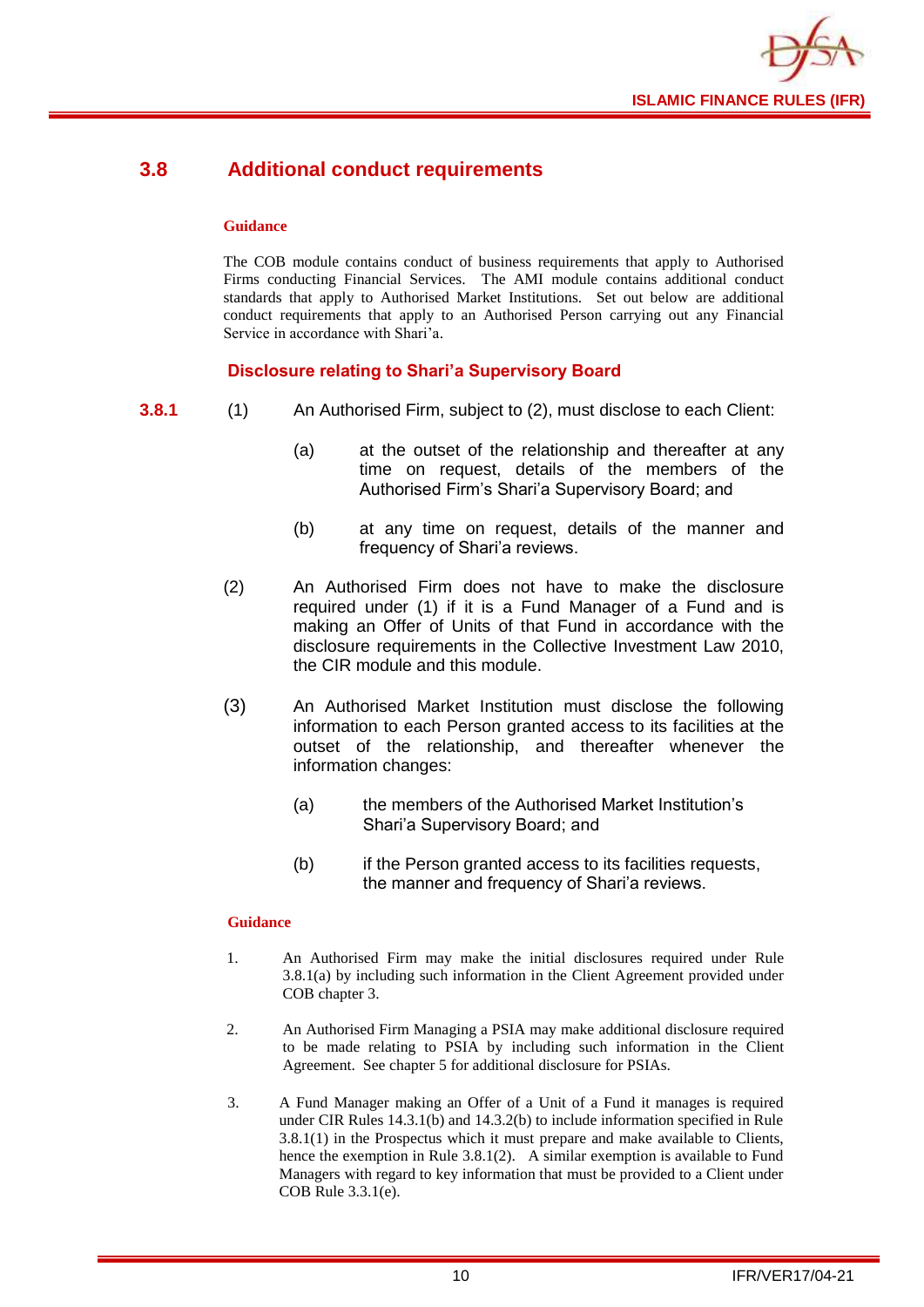## 3.8 Additional conduct requirements

**Guidance**

The COB module contains conduct of business requirements that apply to Authorised Firms conducting Financial Services. The AMI module contains additional conduct standards that apply to Authorised Market Institutions. Set out below are additional conduct requirements that apply to an Authorised Person carrying out any Financial Service in accordance with Shari'a.

### Disclosure relating to Shari'a Supervisory Board

**3.8.1** (1) An Authorised Firm, subject to (2), must disclose to each Client:

- (a) at the outset of the relationship and thereafter at any time on request, details of the members of the Authorised Firm's Shari'a Supervisory Board; and
- (b) at any time on request, details of the manner and frequency of Shari'a reviews.

(2) An Authorised Firm does not have to make the disclosure required under (1) if it is a Fund Manager of a Fund and is making an Offer of Units of that Fund in accordance with the disclosure requirements in the Collective Investment Law 2010, the CIR module and this module.

(3) An Authorised Market Institution must disclose the following information to each Person granted access to its facilities at the outset of the relationship, and thereafter whenever the information changes:

- (a) the members of the Authorised Market Institution's Shari'a Supervisory Board; and
- (b) if the Person granted access to its facilities requests, the manner and frequency of Shari'a reviews.

**Guidance**

1. An Authorised Firm may make the initial disclosures required under Rule 3.8.1(a) by including such information in the Client Agreement provided under COB chapter 3.
2. An Authorised Firm Managing a PSIA may make additional disclosure required to be made relating to PSIA by including such information in the Client Agreement. See chapter 5 for additional disclosure for PSIAs.
3. A Fund Manager making an Offer of a Unit of a Fund it manages is required under CIR Rules 14.3.1(b) and 14.3.2(b) to include information specified in Rule 3.8.1(1) in the Prospectus which it must prepare and make available to Clients, hence the exemption in Rule 3.8.1(2). A similar exemption is available to Fund Managers with regard to key information that must be provided to a Client under COB Rule 3.3.1(e).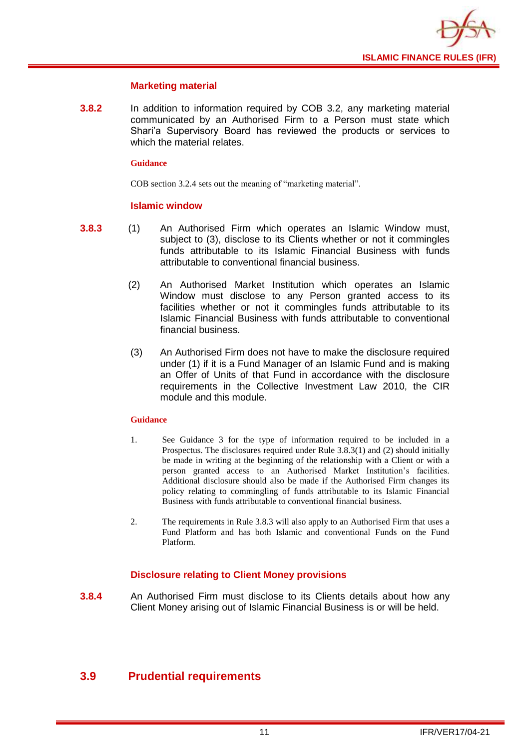#### Marketing material

**3.8.2** In addition to information required by COB 3.2, any marketing material communicated by an Authorised Firm to a Person must state which Shari'a Supervisory Board has reviewed the products or services to which the material relates.

**Guidance**

COB section 3.2.4 sets out the meaning of "marketing material".

#### Islamic window

**3.8.3** (1) An Authorised Firm which operates an Islamic Window must, subject to (3), disclose to its Clients whether or not it commingles funds attributable to its Islamic Financial Business with funds attributable to conventional financial business.

(2) An Authorised Market Institution which operates an Islamic Window must disclose to any Person granted access to its facilities whether or not it commingles funds attributable to its Islamic Financial Business with funds attributable to conventional financial business.

(3) An Authorised Firm does not have to make the disclosure required under (1) if it is a Fund Manager of an Islamic Fund and is making an Offer of Units of that Fund in accordance with the disclosure requirements in the Collective Investment Law 2010, the CIR module and this module.

**Guidance**

1. See Guidance 3 for the type of information required to be included in a Prospectus. The disclosures required under Rule 3.8.3(1) and (2) should initially be made in writing at the beginning of the relationship with a Client or with a person granted access to an Authorised Market Institution's facilities. Additional disclosure should also be made if the Authorised Firm changes its policy relating to commingling of funds attributable to its Islamic Financial Business with funds attributable to conventional financial business.

2. The requirements in Rule 3.8.3 will also apply to an Authorised Firm that uses a Fund Platform and has both Islamic and conventional Funds on the Fund Platform.

#### Disclosure relating to Client Money provisions

**3.8.4** An Authorised Firm must disclose to its Clients details about how any Client Money arising out of Islamic Financial Business is or will be held.

## 3.9 Prudential requirements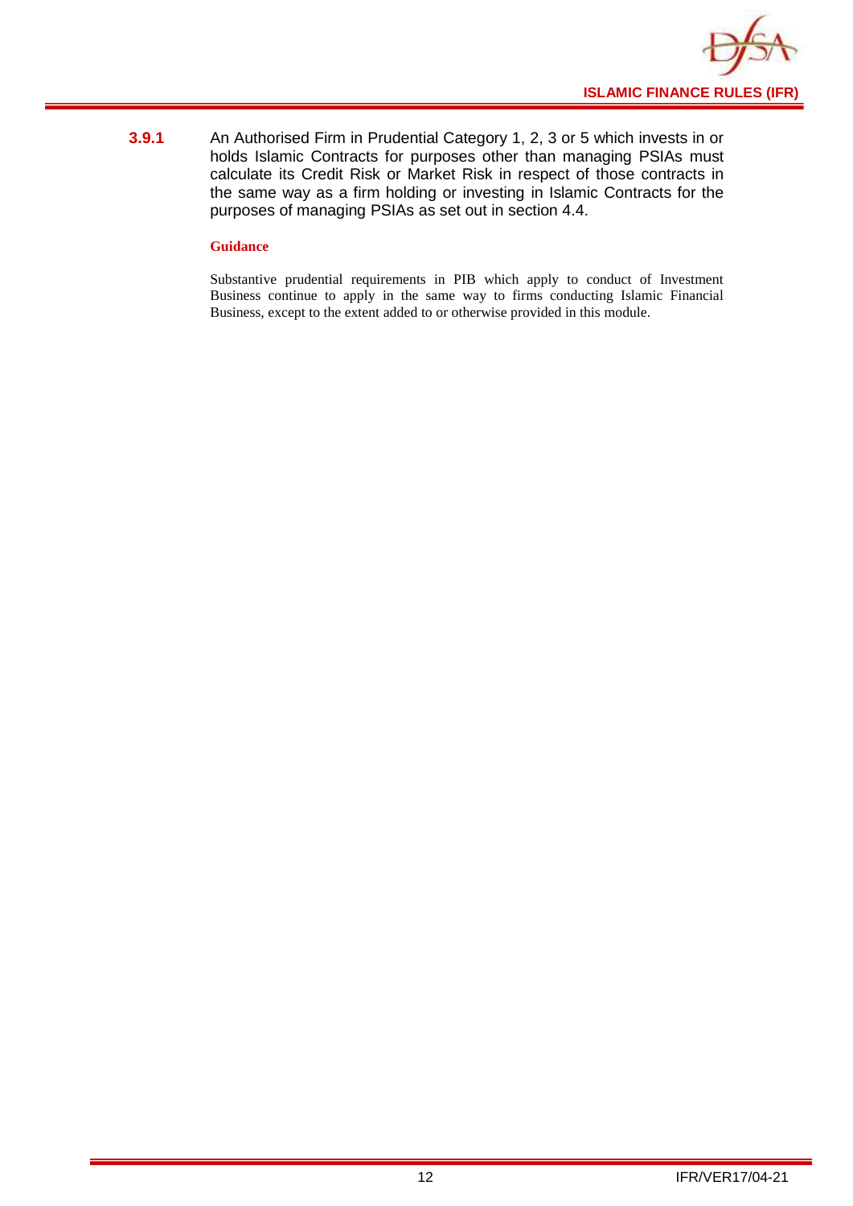**3.9.1** An Authorised Firm in Prudential Category 1, 2, 3 or 5 which invests in or holds Islamic Contracts for purposes other than managing PSIAs must calculate its Credit Risk or Market Risk in respect of those contracts in the same way as a firm holding or investing in Islamic Contracts for the purposes of managing PSIAs as set out in section 4.4.

**Guidance**

Substantive prudential requirements in PIB which apply to conduct of Investment Business continue to apply in the same way to firms conducting Islamic Financial Business, except to the extent added to or otherwise provided in this module.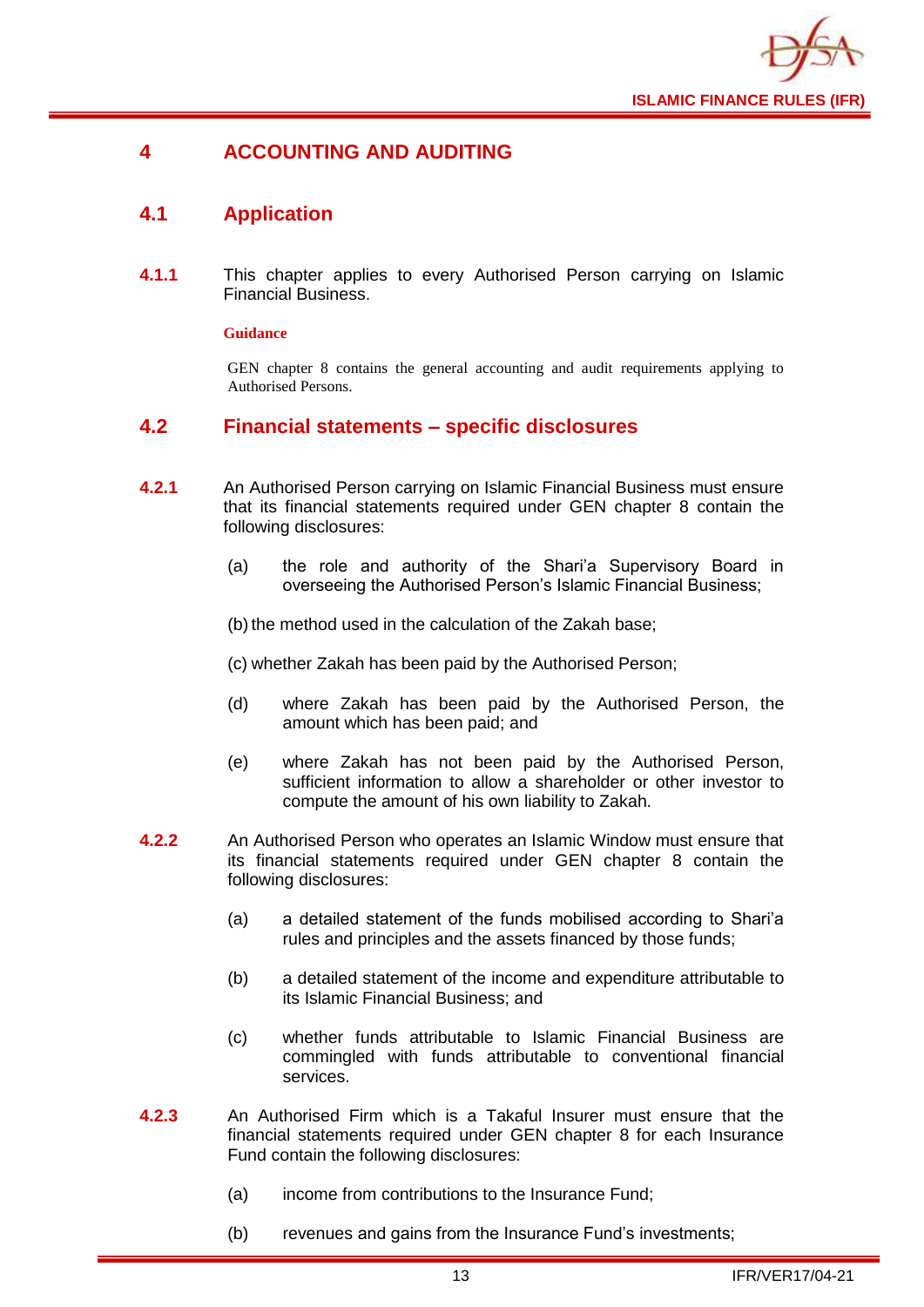# 4 ACCOUNTING AND AUDITING

## 4.1 Application

**4.1.1** This chapter applies to every Authorised Person carrying on Islamic Financial Business.

**Guidance**

GEN chapter 8 contains the general accounting and audit requirements applying to Authorised Persons.

## 4.2 Financial statements – specific disclosures

**4.2.1** An Authorised Person carrying on Islamic Financial Business must ensure that its financial statements required under GEN chapter 8 contain the following disclosures:

(a) the role and authority of the Shari'a Supervisory Board in overseeing the Authorised Person's Islamic Financial Business;

(b) the method used in the calculation of the Zakah base;

(c) whether Zakah has been paid by the Authorised Person;

(d) where Zakah has been paid by the Authorised Person, the amount which has been paid; and

(e) where Zakah has not been paid by the Authorised Person, sufficient information to allow a shareholder or other investor to compute the amount of his own liability to Zakah.

**4.2.2** An Authorised Person who operates an Islamic Window must ensure that its financial statements required under GEN chapter 8 contain the following disclosures:

(a) a detailed statement of the funds mobilised according to Shari'a rules and principles and the assets financed by those funds;

(b) a detailed statement of the income and expenditure attributable to its Islamic Financial Business; and

(c) whether funds attributable to Islamic Financial Business are commingled with funds attributable to conventional financial services.

**4.2.3** An Authorised Firm which is a Takaful Insurer must ensure that the financial statements required under GEN chapter 8 for each Insurance Fund contain the following disclosures:

(a) income from contributions to the Insurance Fund;

(b) revenues and gains from the Insurance Fund's investments;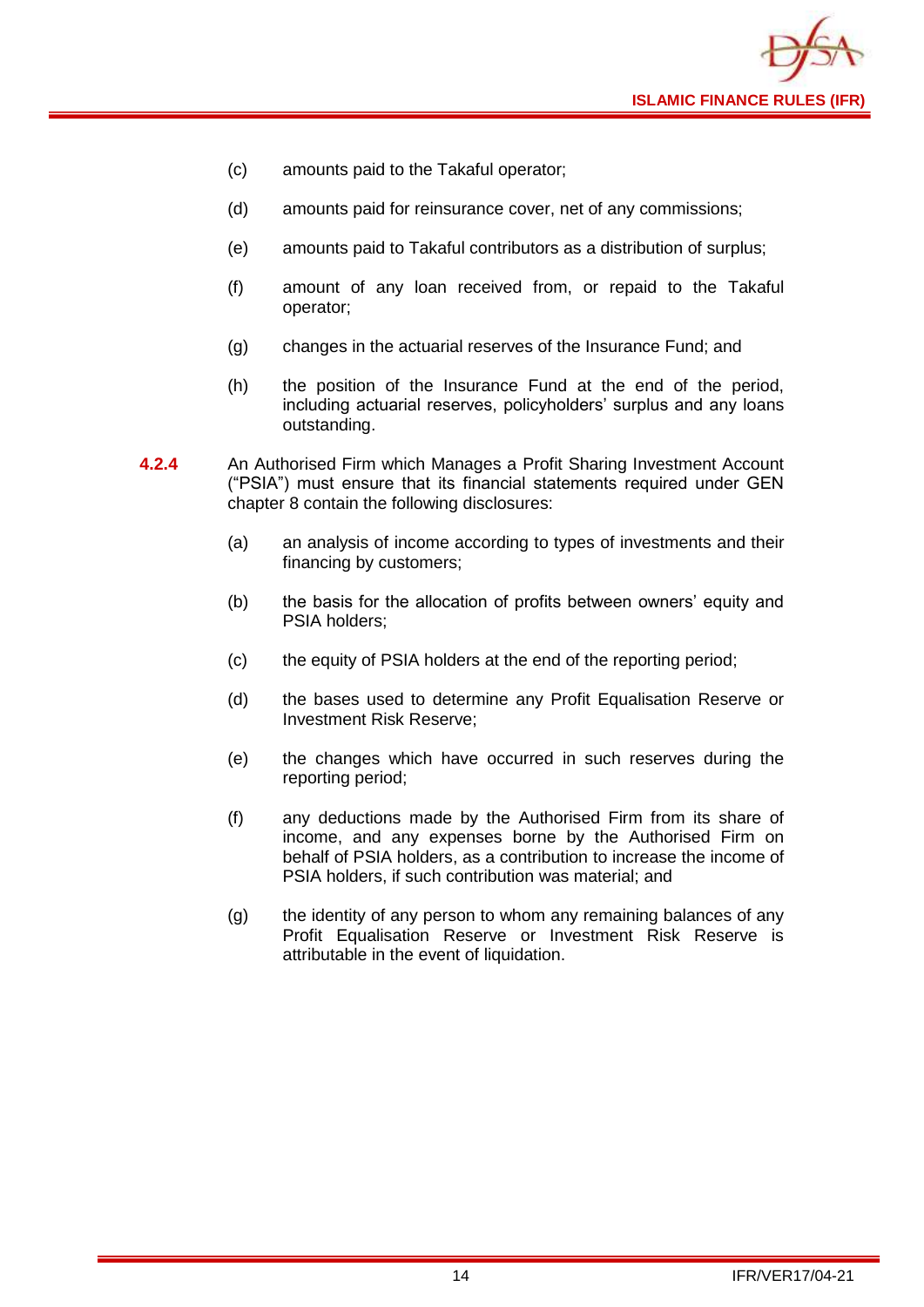(c) amounts paid to the Takaful operator;

(d) amounts paid for reinsurance cover, net of any commissions;

(e) amounts paid to Takaful contributors as a distribution of surplus;

(f) amount of any loan received from, or repaid to the Takaful operator;

(g) changes in the actuarial reserves of the Insurance Fund; and

(h) the position of the Insurance Fund at the end of the period, including actuarial reserves, policyholders' surplus and any loans outstanding.

**4.2.4** An Authorised Firm which Manages a Profit Sharing Investment Account ("PSIA") must ensure that its financial statements required under GEN chapter 8 contain the following disclosures:

(a) an analysis of income according to types of investments and their financing by customers;

(b) the basis for the allocation of profits between owners' equity and PSIA holders;

(c) the equity of PSIA holders at the end of the reporting period;

(d) the bases used to determine any Profit Equalisation Reserve or Investment Risk Reserve;

(e) the changes which have occurred in such reserves during the reporting period;

(f) any deductions made by the Authorised Firm from its share of income, and any expenses borne by the Authorised Firm on behalf of PSIA holders, as a contribution to increase the income of PSIA holders, if such contribution was material; and

(g) the identity of any person to whom any remaining balances of any Profit Equalisation Reserve or Investment Risk Reserve is attributable in the event of liquidation.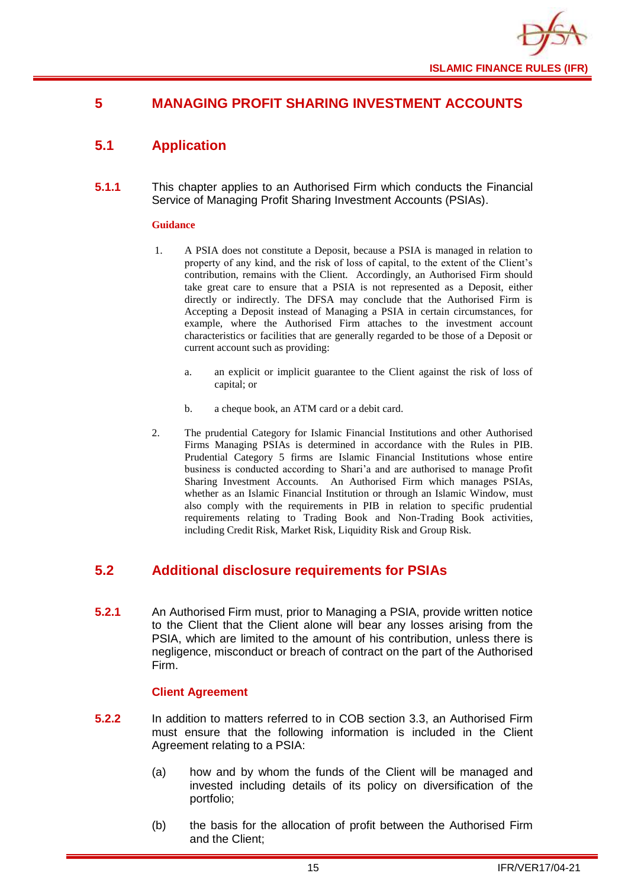# 5 MANAGING PROFIT SHARING INVESTMENT ACCOUNTS

## 5.1 Application

**5.1.1** This chapter applies to an Authorised Firm which conducts the Financial Service of Managing Profit Sharing Investment Accounts (PSIAs).

**Guidance**

1. A PSIA does not constitute a Deposit, because a PSIA is managed in relation to property of any kind, and the risk of loss of capital, to the extent of the Client's contribution, remains with the Client. Accordingly, an Authorised Firm should take great care to ensure that a PSIA is not represented as a Deposit, either directly or indirectly. The DFSA may conclude that the Authorised Firm is Accepting a Deposit instead of Managing a PSIA in certain circumstances, for example, where the Authorised Firm attaches to the investment account characteristics or facilities that are generally regarded to be those of a Deposit or current account such as providing:

   a. an explicit or implicit guarantee to the Client against the risk of loss of capital; or

   b. a cheque book, an ATM card or a debit card.

2. The prudential Category for Islamic Financial Institutions and other Authorised Firms Managing PSIAs is determined in accordance with the Rules in PIB. Prudential Category 5 firms are Islamic Financial Institutions whose entire business is conducted according to Shari'a and are authorised to manage Profit Sharing Investment Accounts. An Authorised Firm which manages PSIAs, whether as an Islamic Financial Institution or through an Islamic Window, must also comply with the requirements in PIB in relation to specific prudential requirements relating to Trading Book and Non-Trading Book activities, including Credit Risk, Market Risk, Liquidity Risk and Group Risk.

## 5.2 Additional disclosure requirements for PSIAs

**5.2.1** An Authorised Firm must, prior to Managing a PSIA, provide written notice to the Client that the Client alone will bear any losses arising from the PSIA, which are limited to the amount of his contribution, unless there is negligence, misconduct or breach of contract on the part of the Authorised Firm.

### Client Agreement

**5.2.2** In addition to matters referred to in COB section 3.3, an Authorised Firm must ensure that the following information is included in the Client Agreement relating to a PSIA:

(a) how and by whom the funds of the Client will be managed and invested including details of its policy on diversification of the portfolio;

(b) the basis for the allocation of profit between the Authorised Firm and the Client;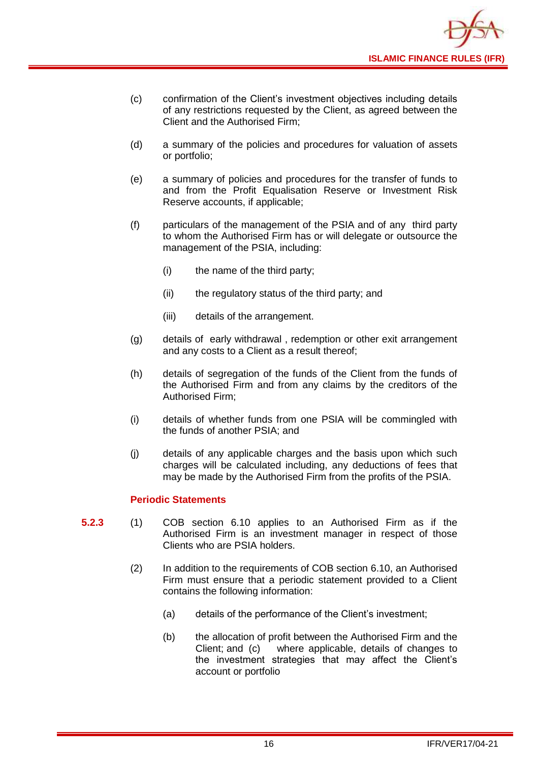(c) confirmation of the Client's investment objectives including details of any restrictions requested by the Client, as agreed between the Client and the Authorised Firm;

(d) a summary of the policies and procedures for valuation of assets or portfolio;

(e) a summary of policies and procedures for the transfer of funds to and from the Profit Equalisation Reserve or Investment Risk Reserve accounts, if applicable;

(f) particulars of the management of the PSIA and of any third party to whom the Authorised Firm has or will delegate or outsource the management of the PSIA, including:

   (i) the name of the third party;

   (ii) the regulatory status of the third party; and

   (iii) details of the arrangement.

(g) details of early withdrawal , redemption or other exit arrangement and any costs to a Client as a result thereof;

(h) details of segregation of the funds of the Client from the funds of the Authorised Firm and from any claims by the creditors of the Authorised Firm;

(i) details of whether funds from one PSIA will be commingled with the funds of another PSIA; and

(j) details of any applicable charges and the basis upon which such charges will be calculated including, any deductions of fees that may be made by the Authorised Firm from the profits of the PSIA.

### Periodic Statements

**5.2.3** (1) COB section 6.10 applies to an Authorised Firm as if the Authorised Firm is an investment manager in respect of those Clients who are PSIA holders.

(2) In addition to the requirements of COB section 6.10, an Authorised Firm must ensure that a periodic statement provided to a Client contains the following information:

   (a) details of the performance of the Client's investment;

   (b) the allocation of profit between the Authorised Firm and the Client; and (c) where applicable, details of changes to the investment strategies that may affect the Client's account or portfolio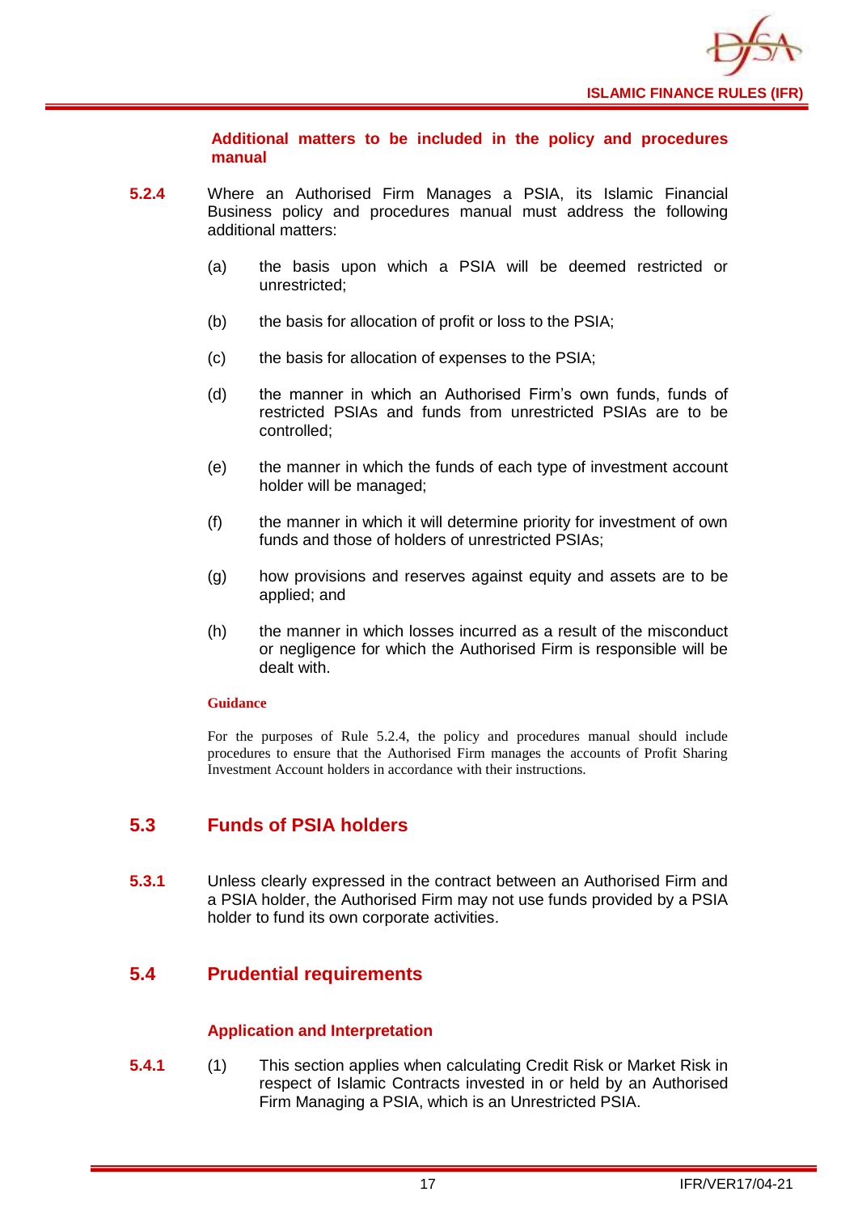#### Additional matters to be included in the policy and procedures manual

**5.2.4** Where an Authorised Firm Manages a PSIA, its Islamic Financial Business policy and procedures manual must address the following additional matters:

(a) the basis upon which a PSIA will be deemed restricted or unrestricted;

(b) the basis for allocation of profit or loss to the PSIA;

(c) the basis for allocation of expenses to the PSIA;

(d) the manner in which an Authorised Firm's own funds, funds of restricted PSIAs and funds from unrestricted PSIAs are to be controlled;

(e) the manner in which the funds of each type of investment account holder will be managed;

(f) the manner in which it will determine priority for investment of own funds and those of holders of unrestricted PSIAs;

(g) how provisions and reserves against equity and assets are to be applied; and

(h) the manner in which losses incurred as a result of the misconduct or negligence for which the Authorised Firm is responsible will be dealt with.

**Guidance**

For the purposes of Rule 5.2.4, the policy and procedures manual should include procedures to ensure that the Authorised Firm manages the accounts of Profit Sharing Investment Account holders in accordance with their instructions.

## 5.3 Funds of PSIA holders

**5.3.1** Unless clearly expressed in the contract between an Authorised Firm and a PSIA holder, the Authorised Firm may not use funds provided by a PSIA holder to fund its own corporate activities.

## 5.4 Prudential requirements

#### Application and Interpretation

**5.4.1** (1) This section applies when calculating Credit Risk or Market Risk in respect of Islamic Contracts invested in or held by an Authorised Firm Managing a PSIA, which is an Unrestricted PSIA.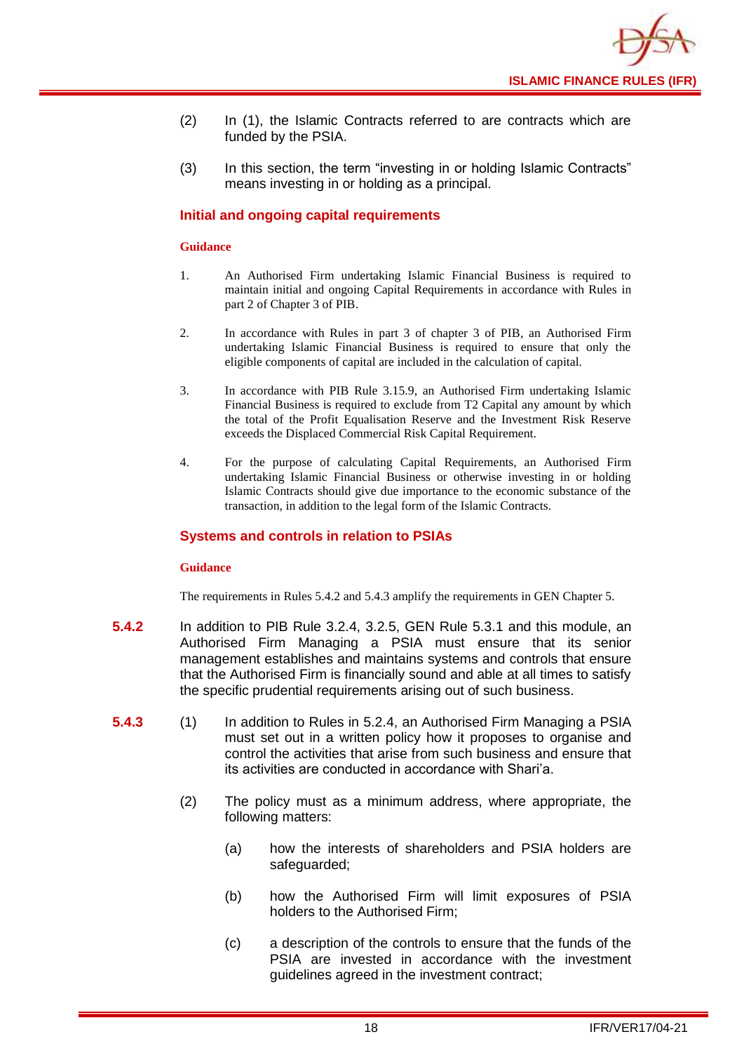(2) In (1), the Islamic Contracts referred to are contracts which are funded by the PSIA.

(3) In this section, the term "investing in or holding Islamic Contracts" means investing in or holding as a principal.

### Initial and ongoing capital requirements

**Guidance**

1. An Authorised Firm undertaking Islamic Financial Business is required to maintain initial and ongoing Capital Requirements in accordance with Rules in part 2 of Chapter 3 of PIB.

2. In accordance with Rules in part 3 of chapter 3 of PIB, an Authorised Firm undertaking Islamic Financial Business is required to ensure that only the eligible components of capital are included in the calculation of capital.

3. In accordance with PIB Rule 3.15.9, an Authorised Firm undertaking Islamic Financial Business is required to exclude from T2 Capital any amount by which the total of the Profit Equalisation Reserve and the Investment Risk Reserve exceeds the Displaced Commercial Risk Capital Requirement.

4. For the purpose of calculating Capital Requirements, an Authorised Firm undertaking Islamic Financial Business or otherwise investing in or holding Islamic Contracts should give due importance to the economic substance of the transaction, in addition to the legal form of the Islamic Contracts.

### Systems and controls in relation to PSIAs

**Guidance**

The requirements in Rules 5.4.2 and 5.4.3 amplify the requirements in GEN Chapter 5.

**5.4.2** In addition to PIB Rule 3.2.4, 3.2.5, GEN Rule 5.3.1 and this module, an Authorised Firm Managing a PSIA must ensure that its senior management establishes and maintains systems and controls that ensure that the Authorised Firm is financially sound and able at all times to satisfy the specific prudential requirements arising out of such business.

**5.4.3** (1) In addition to Rules in 5.2.4, an Authorised Firm Managing a PSIA must set out in a written policy how it proposes to organise and control the activities that arise from such business and ensure that its activities are conducted in accordance with Shari'a.

(2) The policy must as a minimum address, where appropriate, the following matters:

(a) how the interests of shareholders and PSIA holders are safeguarded;

(b) how the Authorised Firm will limit exposures of PSIA holders to the Authorised Firm;

(c) a description of the controls to ensure that the funds of the PSIA are invested in accordance with the investment guidelines agreed in the investment contract;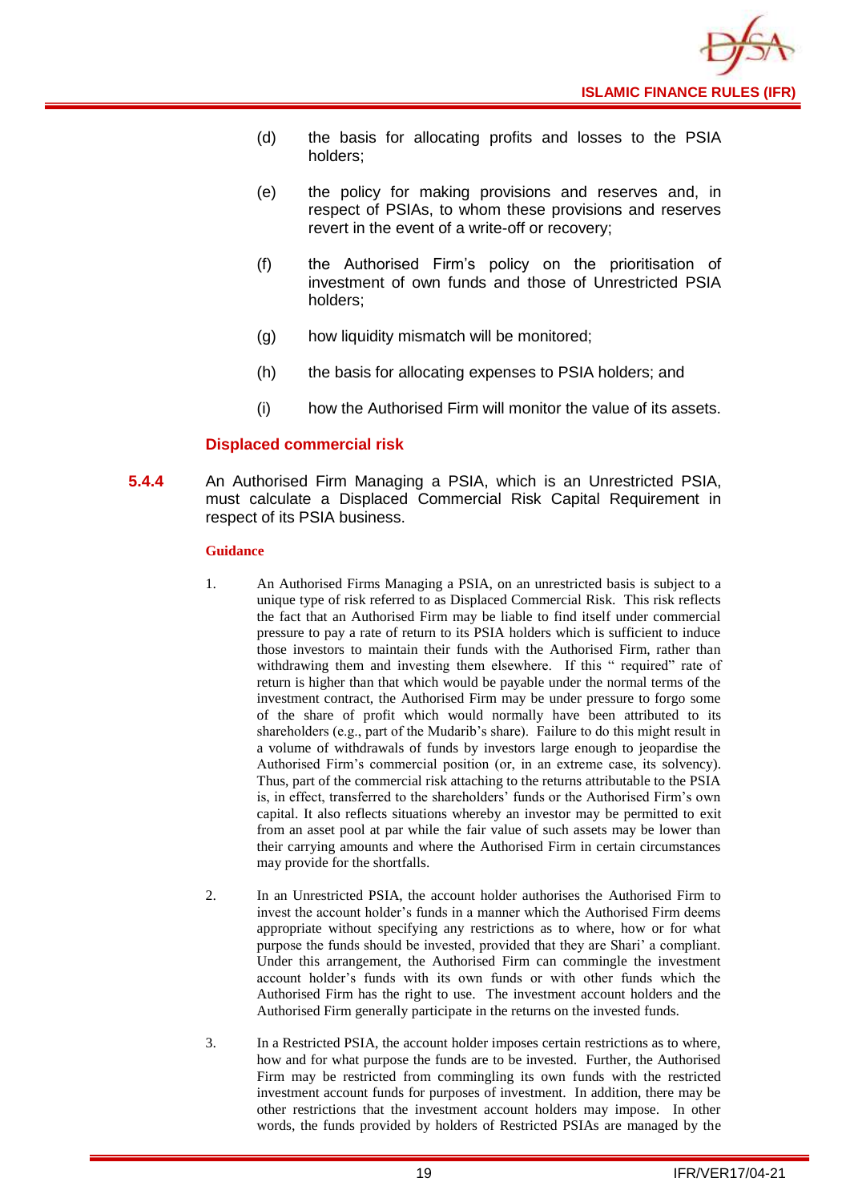(d) the basis for allocating profits and losses to the PSIA holders;

(e) the policy for making provisions and reserves and, in respect of PSIAs, to whom these provisions and reserves revert in the event of a write-off or recovery;

(f) the Authorised Firm's policy on the prioritisation of investment of own funds and those of Unrestricted PSIA holders;

(g) how liquidity mismatch will be monitored;

(h) the basis for allocating expenses to PSIA holders; and

(i) how the Authorised Firm will monitor the value of its assets.

### Displaced commercial risk

**5.4.4** An Authorised Firm Managing a PSIA, which is an Unrestricted PSIA, must calculate a Displaced Commercial Risk Capital Requirement in respect of its PSIA business.

**Guidance**

1. An Authorised Firms Managing a PSIA, on an unrestricted basis is subject to a unique type of risk referred to as Displaced Commercial Risk. This risk reflects the fact that an Authorised Firm may be liable to find itself under commercial pressure to pay a rate of return to its PSIA holders which is sufficient to induce those investors to maintain their funds with the Authorised Firm, rather than withdrawing them and investing them elsewhere. If this " required" rate of return is higher than that which would be payable under the normal terms of the investment contract, the Authorised Firm may be under pressure to forgo some of the share of profit which would normally have been attributed to its shareholders (e.g., part of the Mudarib's share). Failure to do this might result in a volume of withdrawals of funds by investors large enough to jeopardise the Authorised Firm's commercial position (or, in an extreme case, its solvency). Thus, part of the commercial risk attaching to the returns attributable to the PSIA is, in effect, transferred to the shareholders' funds or the Authorised Firm's own capital. It also reflects situations whereby an investor may be permitted to exit from an asset pool at par while the fair value of such assets may be lower than their carrying amounts and where the Authorised Firm in certain circumstances may provide for the shortfalls.

2. In an Unrestricted PSIA, the account holder authorises the Authorised Firm to invest the account holder's funds in a manner which the Authorised Firm deems appropriate without specifying any restrictions as to where, how or for what purpose the funds should be invested, provided that they are Shari' a compliant. Under this arrangement, the Authorised Firm can commingle the investment account holder's funds with its own funds or with other funds which the Authorised Firm has the right to use. The investment account holders and the Authorised Firm generally participate in the returns on the invested funds.

3. In a Restricted PSIA, the account holder imposes certain restrictions as to where, how and for what purpose the funds are to be invested. Further, the Authorised Firm may be restricted from commingling its own funds with the restricted investment account funds for purposes of investment. In addition, there may be other restrictions that the investment account holders may impose. In other words, the funds provided by holders of Restricted PSIAs are managed by the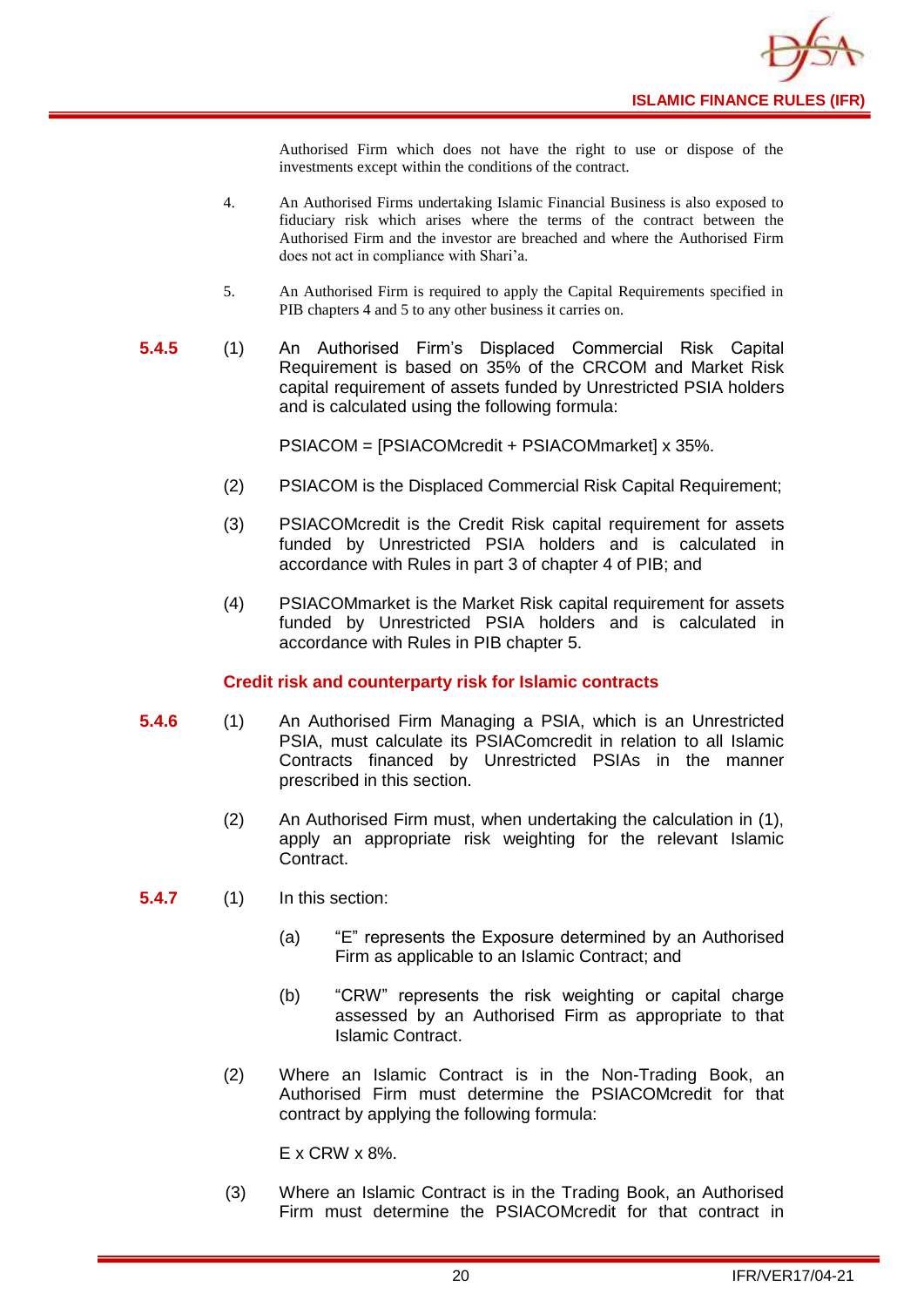Authorised Firm which does not have the right to use or dispose of the investments except within the conditions of the contract.

4. An Authorised Firms undertaking Islamic Financial Business is also exposed to fiduciary risk which arises where the terms of the contract between the Authorised Firm and the investor are breached and where the Authorised Firm does not act in compliance with Shari'a.

5. An Authorised Firm is required to apply the Capital Requirements specified in PIB chapters 4 and 5 to any other business it carries on.

**5.4.5** (1) An Authorised Firm's Displaced Commercial Risk Capital Requirement is based on 35% of the CRCOM and Market Risk capital requirement of assets funded by Unrestricted PSIA holders and is calculated using the following formula:

PSIACOM = [PSIACOMcredit + PSIACOMmarket] x 35%.

(2) PSIACOM is the Displaced Commercial Risk Capital Requirement;

(3) PSIACOMcredit is the Credit Risk capital requirement for assets funded by Unrestricted PSIA holders and is calculated in accordance with Rules in part 3 of chapter 4 of PIB; and

(4) PSIACOMmarket is the Market Risk capital requirement for assets funded by Unrestricted PSIA holders and is calculated in accordance with Rules in PIB chapter 5.

### Credit risk and counterparty risk for Islamic contracts

**5.4.6** (1) An Authorised Firm Managing a PSIA, which is an Unrestricted PSIA, must calculate its PSIAComcredit in relation to all Islamic Contracts financed by Unrestricted PSIAs in the manner prescribed in this section.

(2) An Authorised Firm must, when undertaking the calculation in (1), apply an appropriate risk weighting for the relevant Islamic Contract.

**5.4.7** (1) In this section:

(a) "E" represents the Exposure determined by an Authorised Firm as applicable to an Islamic Contract; and

(b) "CRW" represents the risk weighting or capital charge assessed by an Authorised Firm as appropriate to that Islamic Contract.

(2) Where an Islamic Contract is in the Non-Trading Book, an Authorised Firm must determine the PSIACOMcredit for that contract by applying the following formula:

E x CRW x 8%.

(3) Where an Islamic Contract is in the Trading Book, an Authorised Firm must determine the PSIACOMcredit for that contract in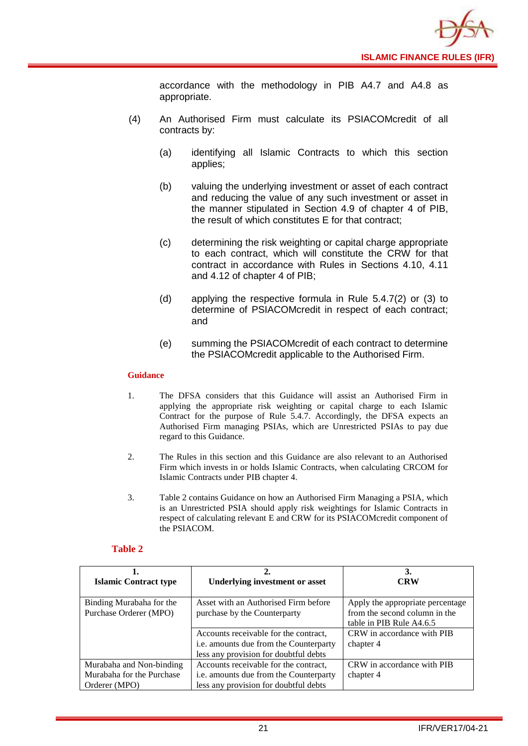accordance with the methodology in PIB A4.7 and A4.8 as appropriate.

(4) An Authorised Firm must calculate its PSIACOMcredit of all contracts by:

(a) identifying all Islamic Contracts to which this section applies;

(b) valuing the underlying investment or asset of each contract and reducing the value of any such investment or asset in the manner stipulated in Section 4.9 of chapter 4 of PIB, the result of which constitutes E for that contract;

(c) determining the risk weighting or capital charge appropriate to each contract, which will constitute the CRW for that contract in accordance with Rules in Sections 4.10, 4.11 and 4.12 of chapter 4 of PIB;

(d) applying the respective formula in Rule 5.4.7(2) or (3) to determine of PSIACOMcredit in respect of each contract; and

(e) summing the PSIACOMcredit of each contract to determine the PSIACOMcredit applicable to the Authorised Firm.

**Guidance**

1. The DFSA considers that this Guidance will assist an Authorised Firm in applying the appropriate risk weighting or capital charge to each Islamic Contract for the purpose of Rule 5.4.7. Accordingly, the DFSA expects an Authorised Firm managing PSIAs, which are Unrestricted PSIAs to pay due regard to this Guidance.

2. The Rules in this section and this Guidance are also relevant to an Authorised Firm which invests in or holds Islamic Contracts, when calculating CRCOM for Islamic Contracts under PIB chapter 4.

3. Table 2 contains Guidance on how an Authorised Firm Managing a PSIA, which is an Unrestricted PSIA should apply risk weightings for Islamic Contracts in respect of calculating relevant E and CRW for its PSIACOMcredit component of the PSIACOM.

**Table 2**

| 1. Islamic Contract type | 2. Underlying investment or asset | 3. CRW |
|---|---|---|
| Binding Murabaha for the Purchase Orderer (MPO) | Asset with an Authorised Firm before purchase by the Counterparty | Apply the appropriate percentage from the second column in the table in PIB Rule A4.6.5 |
| | Accounts receivable for the contract, i.e. amounts due from the Counterparty less any provision for doubtful debts | CRW in accordance with PIB chapter 4 |
| Murabaha and Non-binding Murabaha for the Purchase Orderer (MPO) | Accounts receivable for the contract, i.e. amounts due from the Counterparty less any provision for doubtful debts | CRW in accordance with PIB chapter 4 |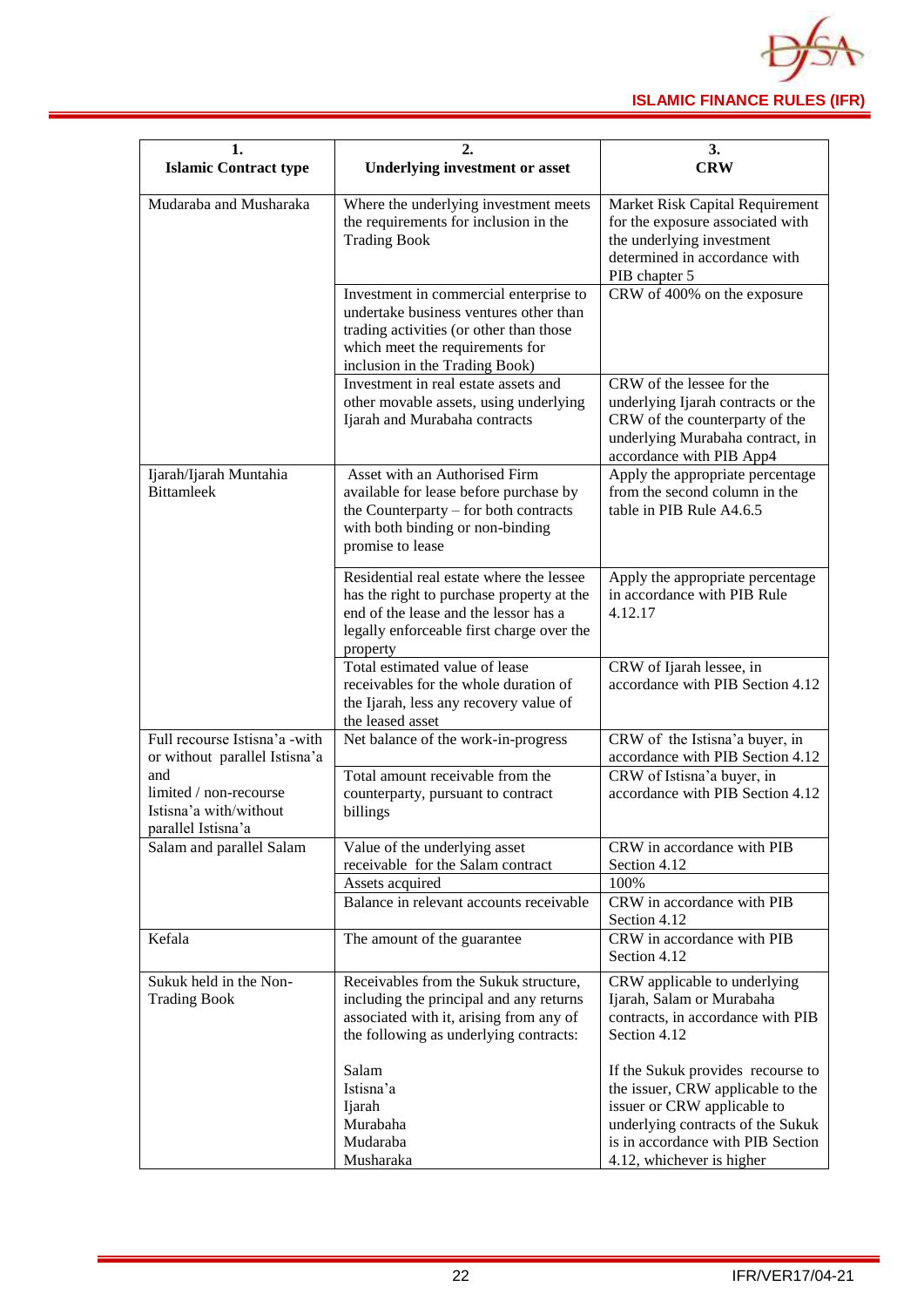| 1. Islamic Contract type | 2. Underlying investment or asset | 3. CRW |
|---|---|---|
| Mudaraba and Musharaka | Where the underlying investment meets the requirements for inclusion in the Trading Book | Market Risk Capital Requirement for the exposure associated with the underlying investment determined in accordance with PIB chapter 5 |
| | Investment in commercial enterprise to undertake business ventures other than trading activities (or other than those which meet the requirements for inclusion in the Trading Book) | CRW of 400% on the exposure |
| | Investment in real estate assets and other movable assets, using underlying Ijarah and Murabaha contracts | CRW of the lessee for the underlying Ijarah contracts or the CRW of the counterparty of the underlying Murabaha contract, in accordance with PIB App4 |
| Ijarah/Ijarah Muntahia Bittamleek | Asset with an Authorised Firm available for lease before purchase by the Counterparty – for both contracts with both binding or non-binding promise to lease | Apply the appropriate percentage from the second column in the table in PIB Rule A4.6.5 |
| | Residential real estate where the lessee has the right to purchase property at the end of the lease and the lessor has a legally enforceable first charge over the property | Apply the appropriate percentage in accordance with PIB Rule 4.12.17 |
| | Total estimated value of lease receivables for the whole duration of the Ijarah, less any recovery value of the leased asset | CRW of Ijarah lessee, in accordance with PIB Section 4.12 |
| Full recourse Istisna'a -with or without parallel Istisna'a and limited / non-recourse Istisna'a with/without parallel Istisna'a | Net balance of the work-in-progress | CRW of the Istisna'a buyer, in accordance with PIB Section 4.12 |
| | Total amount receivable from the counterparty, pursuant to contract billings | CRW of Istisna'a buyer, in accordance with PIB Section 4.12 |
| Salam and parallel Salam | Value of the underlying asset receivable for the Salam contract | CRW in accordance with PIB Section 4.12 |
| | Assets acquired | 100% |
| | Balance in relevant accounts receivable | CRW in accordance with PIB Section 4.12 |
| Kefala | The amount of the guarantee | CRW in accordance with PIB Section 4.12 |
| Sukuk held in the Non-Trading Book | Receivables from the Sukuk structure, including the principal and any returns associated with it, arising from any of the following as underlying contracts:<br><br>Salam<br>Istisna'a<br>Ijarah<br>Murabaha<br>Mudaraba<br>Musharaka | CRW applicable to underlying Ijarah, Salam or Murabaha contracts, in accordance with PIB Section 4.12<br><br>If the Sukuk provides recourse to the issuer, CRW applicable to the issuer or CRW applicable to underlying contracts of the Sukuk is in accordance with PIB Section 4.12, whichever is higher |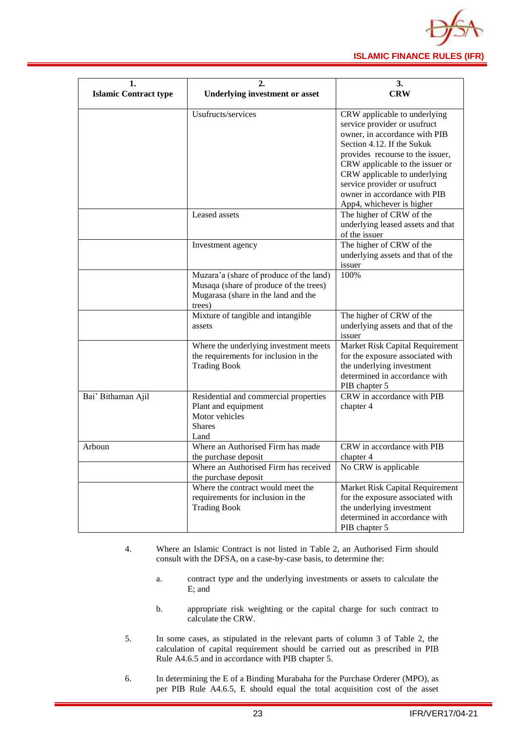| 1.<br>Islamic Contract type | 2.<br>Underlying investment or asset | 3.<br>CRW |
|---|---|---|
| | Usufructs/services | CRW applicable to underlying service provider or usufruct owner, in accordance with PIB Section 4.12. If the Sukuk provides recourse to the issuer, CRW applicable to the issuer or CRW applicable to underlying service provider or usufruct owner in accordance with PIB App4, whichever is higher |
| | Leased assets | The higher of CRW of the underlying leased assets and that of the issuer |
| | Investment agency | The higher of CRW of the underlying assets and that of the issuer |
| | Muzara'a (share of produce of the land)<br>Musaqa (share of produce of the trees)<br>Mugarasa (share in the land and the trees) | 100% |
| | Mixture of tangible and intangible assets | The higher of CRW of the underlying assets and that of the issuer |
| | Where the underlying investment meets the requirements for inclusion in the Trading Book | Market Risk Capital Requirement for the exposure associated with the underlying investment determined in accordance with PIB chapter 5 |
| Bai' Bithaman Ajil | Residential and commercial properties<br>Plant and equipment<br>Motor vehicles<br>Shares<br>Land | CRW in accordance with PIB chapter 4 |
| Arboun | Where an Authorised Firm has made the purchase deposit | CRW in accordance with PIB chapter 4 |
| | Where an Authorised Firm has received the purchase deposit | No CRW is applicable |
| | Where the contract would meet the requirements for inclusion in the Trading Book | Market Risk Capital Requirement for the exposure associated with the underlying investment determined in accordance with PIB chapter 5 |

4. Where an Islamic Contract is not listed in Table 2, an Authorised Firm should consult with the DFSA, on a case-by-case basis, to determine the:

   a. contract type and the underlying investments or assets to calculate the E; and

   b. appropriate risk weighting or the capital charge for such contract to calculate the CRW.

5. In some cases, as stipulated in the relevant parts of column 3 of Table 2, the calculation of capital requirement should be carried out as prescribed in PIB Rule A4.6.5 and in accordance with PIB chapter 5.

6. In determining the E of a Binding Murabaha for the Purchase Orderer (MPO), as per PIB Rule A4.6.5, E should equal the total acquisition cost of the asset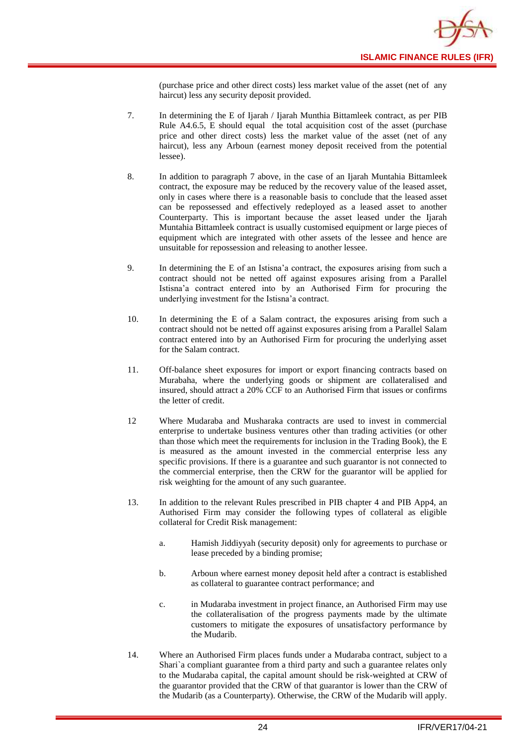(purchase price and other direct costs) less market value of the asset (net of any haircut) less any security deposit provided.

7. In determining the E of Ijarah / Ijarah Munthia Bittamleek contract, as per PIB Rule A4.6.5, E should equal the total acquisition cost of the asset (purchase price and other direct costs) less the market value of the asset (net of any haircut), less any Arboun (earnest money deposit received from the potential lessee).

8. In addition to paragraph 7 above, in the case of an Ijarah Muntahia Bittamleek contract, the exposure may be reduced by the recovery value of the leased asset, only in cases where there is a reasonable basis to conclude that the leased asset can be repossessed and effectively redeployed as a leased asset to another Counterparty. This is important because the asset leased under the Ijarah Muntahia Bittamleek contract is usually customised equipment or large pieces of equipment which are integrated with other assets of the lessee and hence are unsuitable for repossession and releasing to another lessee.

9. In determining the E of an Istisna'a contract, the exposures arising from such a contract should not be netted off against exposures arising from a Parallel Istisna'a contract entered into by an Authorised Firm for procuring the underlying investment for the Istisna'a contract.

10. In determining the E of a Salam contract, the exposures arising from such a contract should not be netted off against exposures arising from a Parallel Salam contract entered into by an Authorised Firm for procuring the underlying asset for the Salam contract.

11. Off-balance sheet exposures for import or export financing contracts based on Murabaha, where the underlying goods or shipment are collateralised and insured, should attract a 20% CCF to an Authorised Firm that issues or confirms the letter of credit.

12 Where Mudaraba and Musharaka contracts are used to invest in commercial enterprise to undertake business ventures other than trading activities (or other than those which meet the requirements for inclusion in the Trading Book), the E is measured as the amount invested in the commercial enterprise less any specific provisions. If there is a guarantee and such guarantor is not connected to the commercial enterprise, then the CRW for the guarantor will be applied for risk weighting for the amount of any such guarantee.

13. In addition to the relevant Rules prescribed in PIB chapter 4 and PIB App4, an Authorised Firm may consider the following types of collateral as eligible collateral for Credit Risk management:

   a. Hamish Jiddiyyah (security deposit) only for agreements to purchase or lease preceded by a binding promise;

   b. Arboun where earnest money deposit held after a contract is established as collateral to guarantee contract performance; and

   c. in Mudaraba investment in project finance, an Authorised Firm may use the collateralisation of the progress payments made by the ultimate customers to mitigate the exposures of unsatisfactory performance by the Mudarib.

14. Where an Authorised Firm places funds under a Mudaraba contract, subject to a Shari`a compliant guarantee from a third party and such a guarantee relates only to the Mudaraba capital, the capital amount should be risk-weighted at CRW of the guarantor provided that the CRW of that guarantor is lower than the CRW of the Mudarib (as a Counterparty). Otherwise, the CRW of the Mudarib will apply.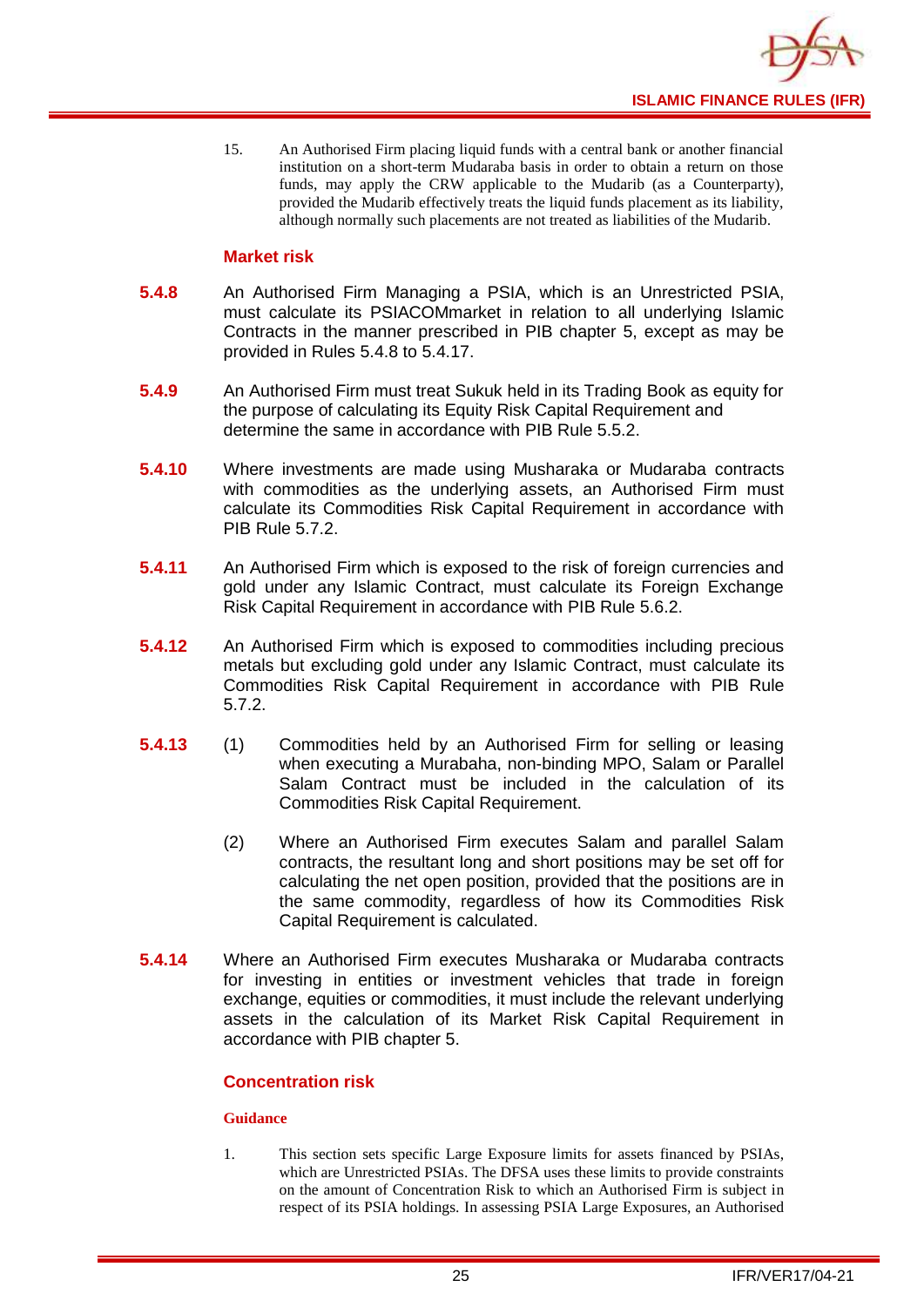15. An Authorised Firm placing liquid funds with a central bank or another financial institution on a short-term Mudaraba basis in order to obtain a return on those funds, may apply the CRW applicable to the Mudarib (as a Counterparty), provided the Mudarib effectively treats the liquid funds placement as its liability, although normally such placements are not treated as liabilities of the Mudarib.

### Market risk

**5.4.8** An Authorised Firm Managing a PSIA, which is an Unrestricted PSIA, must calculate its PSIACOMmarket in relation to all underlying Islamic Contracts in the manner prescribed in PIB chapter 5, except as may be provided in Rules 5.4.8 to 5.4.17.

**5.4.9** An Authorised Firm must treat Sukuk held in its Trading Book as equity for the purpose of calculating its Equity Risk Capital Requirement and determine the same in accordance with PIB Rule 5.5.2.

**5.4.10** Where investments are made using Musharaka or Mudaraba contracts with commodities as the underlying assets, an Authorised Firm must calculate its Commodities Risk Capital Requirement in accordance with PIB Rule 5.7.2.

**5.4.11** An Authorised Firm which is exposed to the risk of foreign currencies and gold under any Islamic Contract, must calculate its Foreign Exchange Risk Capital Requirement in accordance with PIB Rule 5.6.2.

**5.4.12** An Authorised Firm which is exposed to commodities including precious metals but excluding gold under any Islamic Contract, must calculate its Commodities Risk Capital Requirement in accordance with PIB Rule 5.7.2.

**5.4.13** (1) Commodities held by an Authorised Firm for selling or leasing when executing a Murabaha, non-binding MPO, Salam or Parallel Salam Contract must be included in the calculation of its Commodities Risk Capital Requirement.

(2) Where an Authorised Firm executes Salam and parallel Salam contracts, the resultant long and short positions may be set off for calculating the net open position, provided that the positions are in the same commodity, regardless of how its Commodities Risk Capital Requirement is calculated.

**5.4.14** Where an Authorised Firm executes Musharaka or Mudaraba contracts for investing in entities or investment vehicles that trade in foreign exchange, equities or commodities, it must include the relevant underlying assets in the calculation of its Market Risk Capital Requirement in accordance with PIB chapter 5.

### Concentration risk

#### Guidance

1. This section sets specific Large Exposure limits for assets financed by PSIAs, which are Unrestricted PSIAs. The DFSA uses these limits to provide constraints on the amount of Concentration Risk to which an Authorised Firm is subject in respect of its PSIA holdings. In assessing PSIA Large Exposures, an Authorised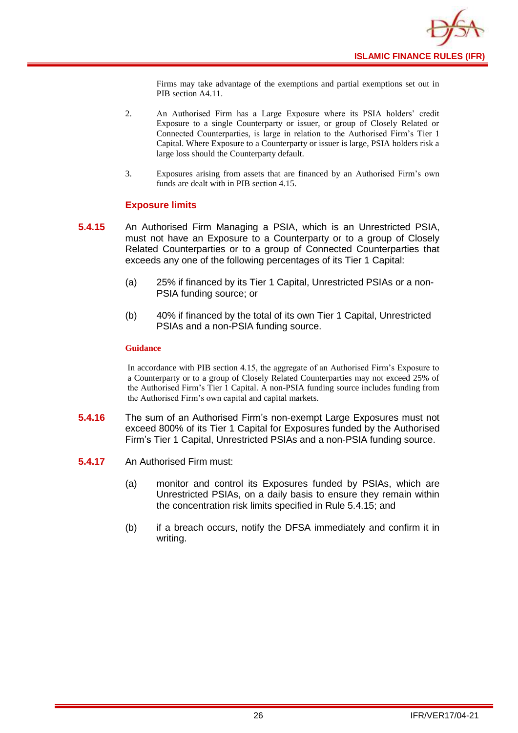Firms may take advantage of the exemptions and partial exemptions set out in PIB section A4.11.

2. An Authorised Firm has a Large Exposure where its PSIA holders' credit Exposure to a single Counterparty or issuer, or group of Closely Related or Connected Counterparties, is large in relation to the Authorised Firm's Tier 1 Capital. Where Exposure to a Counterparty or issuer is large, PSIA holders risk a large loss should the Counterparty default.

3. Exposures arising from assets that are financed by an Authorised Firm's own funds are dealt with in PIB section 4.15.

### Exposure limits

**5.4.15** An Authorised Firm Managing a PSIA, which is an Unrestricted PSIA, must not have an Exposure to a Counterparty or to a group of Closely Related Counterparties or to a group of Connected Counterparties that exceeds any one of the following percentages of its Tier 1 Capital:

(a) 25% if financed by its Tier 1 Capital, Unrestricted PSIAs or a non-PSIA funding source; or

(b) 40% if financed by the total of its own Tier 1 Capital, Unrestricted PSIAs and a non-PSIA funding source.

**Guidance**

In accordance with PIB section 4.15, the aggregate of an Authorised Firm's Exposure to a Counterparty or to a group of Closely Related Counterparties may not exceed 25% of the Authorised Firm's Tier 1 Capital. A non-PSIA funding source includes funding from the Authorised Firm's own capital and capital markets.

**5.4.16** The sum of an Authorised Firm's non-exempt Large Exposures must not exceed 800% of its Tier 1 Capital for Exposures funded by the Authorised Firm's Tier 1 Capital, Unrestricted PSIAs and a non-PSIA funding source.

**5.4.17** An Authorised Firm must:

(a) monitor and control its Exposures funded by PSIAs, which are Unrestricted PSIAs, on a daily basis to ensure they remain within the concentration risk limits specified in Rule 5.4.15; and

(b) if a breach occurs, notify the DFSA immediately and confirm it in writing.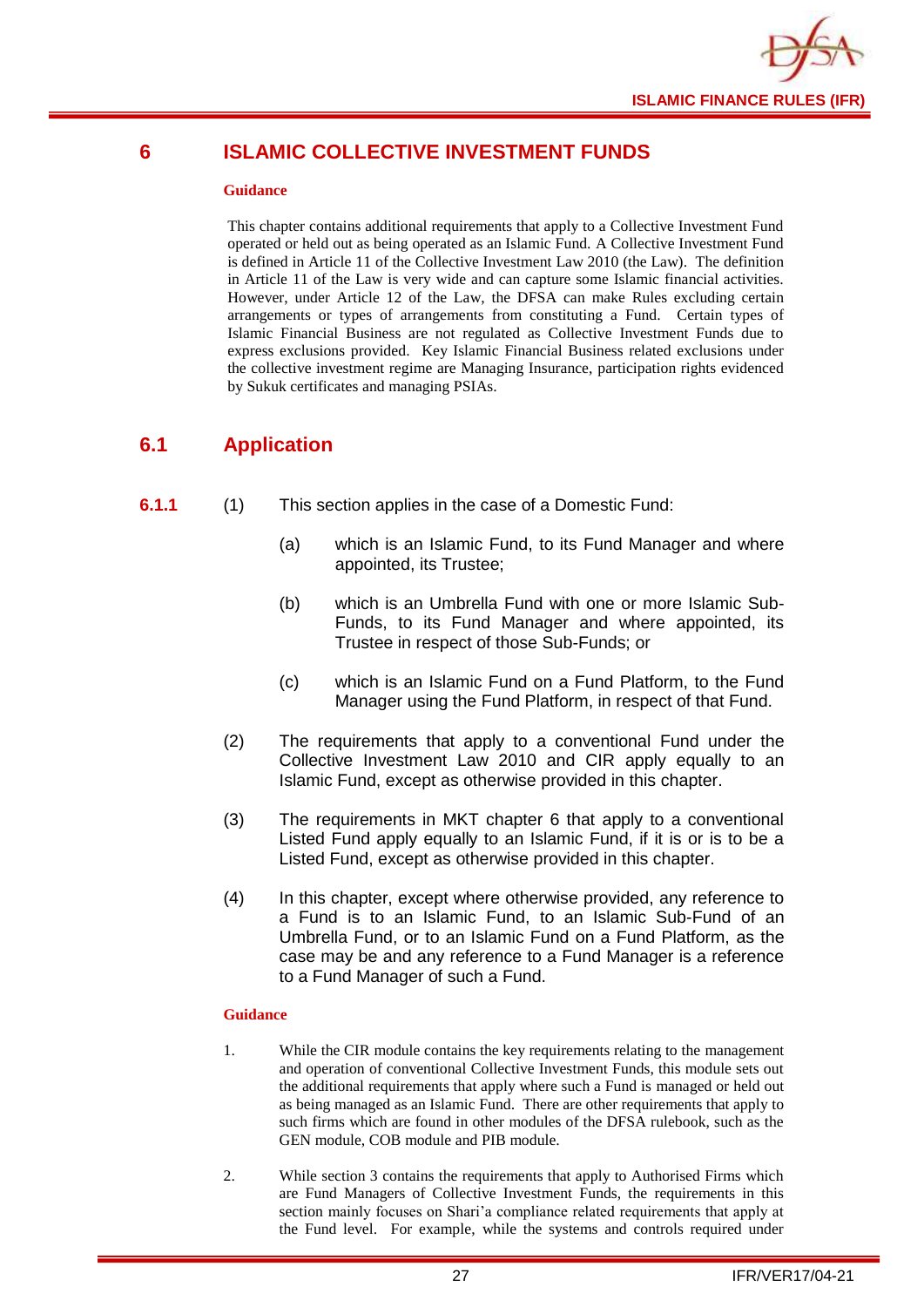# 6 ISLAMIC COLLECTIVE INVESTMENT FUNDS

**Guidance**

This chapter contains additional requirements that apply to a Collective Investment Fund operated or held out as being operated as an Islamic Fund. A Collective Investment Fund is defined in Article 11 of the Collective Investment Law 2010 (the Law). The definition in Article 11 of the Law is very wide and can capture some Islamic financial activities. However, under Article 12 of the Law, the DFSA can make Rules excluding certain arrangements or types of arrangements from constituting a Fund. Certain types of Islamic Financial Business are not regulated as Collective Investment Funds due to express exclusions provided. Key Islamic Financial Business related exclusions under the collective investment regime are Managing Insurance, participation rights evidenced by Sukuk certificates and managing PSIAs.

## 6.1 Application

**6.1.1** (1) This section applies in the case of a Domestic Fund:

(a) which is an Islamic Fund, to its Fund Manager and where appointed, its Trustee;

(b) which is an Umbrella Fund with one or more Islamic Sub-Funds, to its Fund Manager and where appointed, its Trustee in respect of those Sub-Funds; or

(c) which is an Islamic Fund on a Fund Platform, to the Fund Manager using the Fund Platform, in respect of that Fund.

(2) The requirements that apply to a conventional Fund under the Collective Investment Law 2010 and CIR apply equally to an Islamic Fund, except as otherwise provided in this chapter.

(3) The requirements in MKT chapter 6 that apply to a conventional Listed Fund apply equally to an Islamic Fund, if it is or is to be a Listed Fund, except as otherwise provided in this chapter.

(4) In this chapter, except where otherwise provided, any reference to a Fund is to an Islamic Fund, to an Islamic Sub-Fund of an Umbrella Fund, or to an Islamic Fund on a Fund Platform, as the case may be and any reference to a Fund Manager is a reference to a Fund Manager of such a Fund.

**Guidance**

1. While the CIR module contains the key requirements relating to the management and operation of conventional Collective Investment Funds, this module sets out the additional requirements that apply where such a Fund is managed or held out as being managed as an Islamic Fund. There are other requirements that apply to such firms which are found in other modules of the DFSA rulebook, such as the GEN module, COB module and PIB module.

2. While section 3 contains the requirements that apply to Authorised Firms which are Fund Managers of Collective Investment Funds, the requirements in this section mainly focuses on Shari'a compliance related requirements that apply at the Fund level. For example, while the systems and controls required under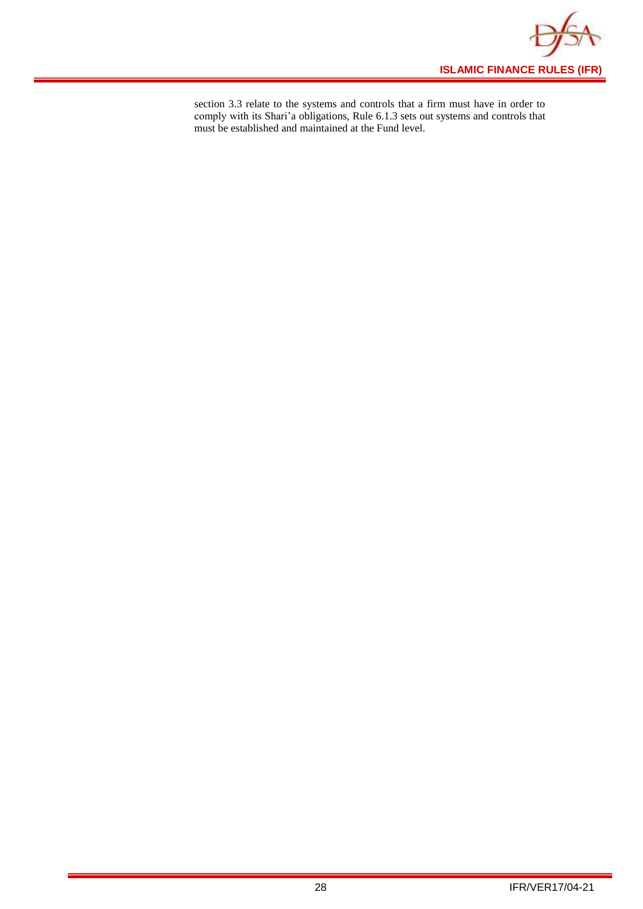section 3.3 relate to the systems and controls that a firm must have in order to comply with its Shari'a obligations, Rule 6.1.3 sets out systems and controls that must be established and maintained at the Fund level.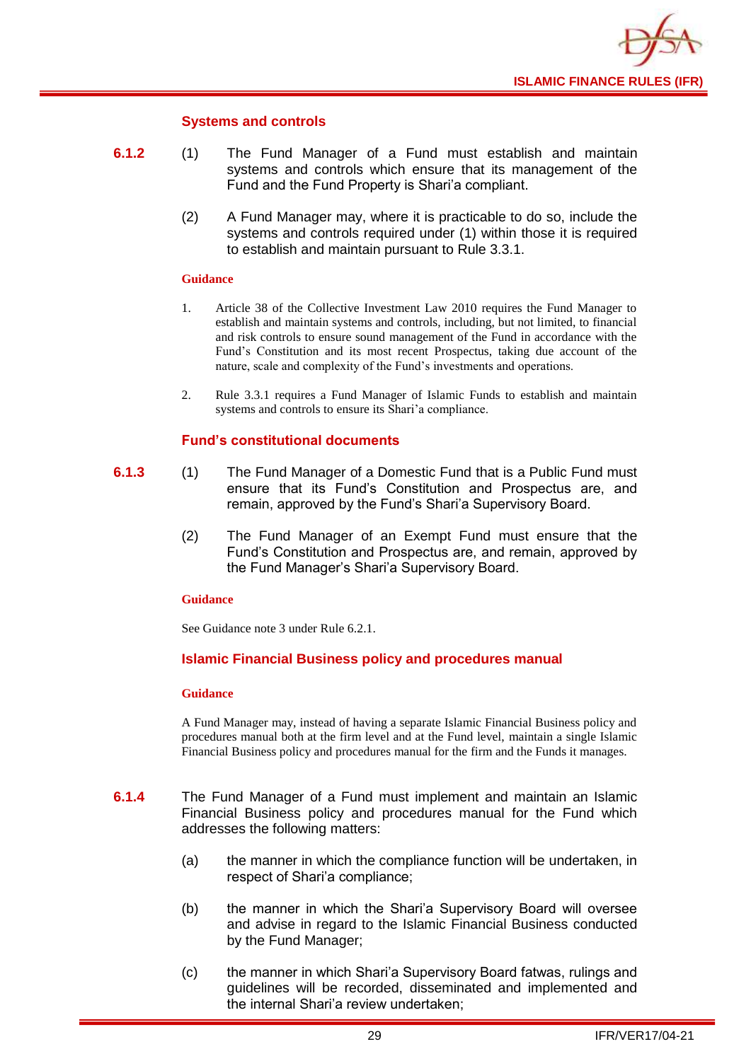### Systems and controls

**6.1.2** (1) The Fund Manager of a Fund must establish and maintain systems and controls which ensure that its management of the Fund and the Fund Property is Shari'a compliant.

(2) A Fund Manager may, where it is practicable to do so, include the systems and controls required under (1) within those it is required to establish and maintain pursuant to Rule 3.3.1.

**Guidance**

1. Article 38 of the Collective Investment Law 2010 requires the Fund Manager to establish and maintain systems and controls, including, but not limited, to financial and risk controls to ensure sound management of the Fund in accordance with the Fund's Constitution and its most recent Prospectus, taking due account of the nature, scale and complexity of the Fund's investments and operations.

2. Rule 3.3.1 requires a Fund Manager of Islamic Funds to establish and maintain systems and controls to ensure its Shari'a compliance.

### Fund's constitutional documents

**6.1.3** (1) The Fund Manager of a Domestic Fund that is a Public Fund must ensure that its Fund's Constitution and Prospectus are, and remain, approved by the Fund's Shari'a Supervisory Board.

(2) The Fund Manager of an Exempt Fund must ensure that the Fund's Constitution and Prospectus are, and remain, approved by the Fund Manager's Shari'a Supervisory Board.

**Guidance**

See Guidance note 3 under Rule 6.2.1.

### Islamic Financial Business policy and procedures manual

**Guidance**

A Fund Manager may, instead of having a separate Islamic Financial Business policy and procedures manual both at the firm level and at the Fund level, maintain a single Islamic Financial Business policy and procedures manual for the firm and the Funds it manages.

**6.1.4** The Fund Manager of a Fund must implement and maintain an Islamic Financial Business policy and procedures manual for the Fund which addresses the following matters:

(a) the manner in which the compliance function will be undertaken, in respect of Shari'a compliance;

(b) the manner in which the Shari'a Supervisory Board will oversee and advise in regard to the Islamic Financial Business conducted by the Fund Manager;

(c) the manner in which Shari'a Supervisory Board fatwas, rulings and guidelines will be recorded, disseminated and implemented and the internal Shari'a review undertaken;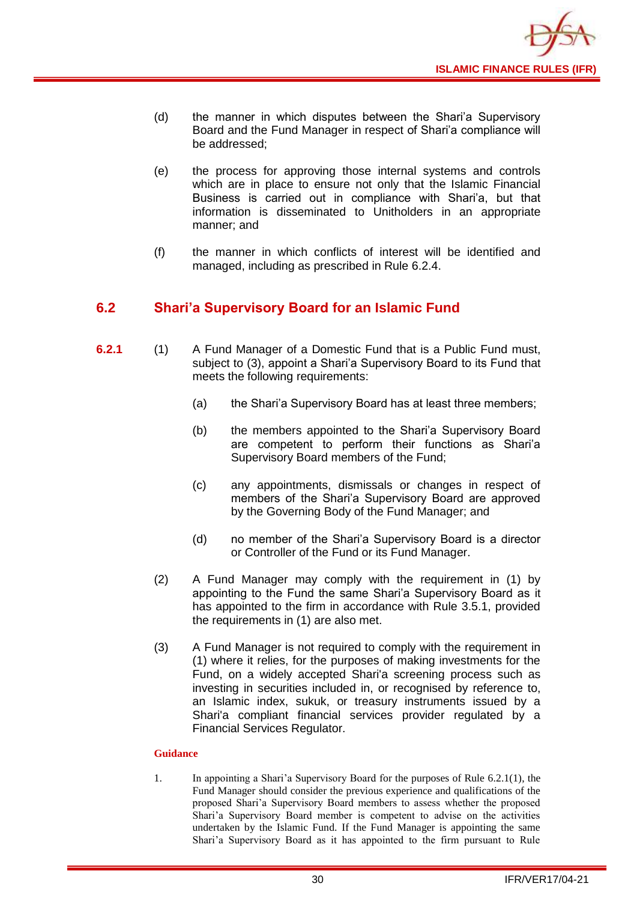(d) the manner in which disputes between the Shari'a Supervisory Board and the Fund Manager in respect of Shari'a compliance will be addressed;

(e) the process for approving those internal systems and controls which are in place to ensure not only that the Islamic Financial Business is carried out in compliance with Shari'a, but that information is disseminated to Unitholders in an appropriate manner; and

(f) the manner in which conflicts of interest will be identified and managed, including as prescribed in Rule 6.2.4.

## 6.2 Shari'a Supervisory Board for an Islamic Fund

**6.2.1** (1) A Fund Manager of a Domestic Fund that is a Public Fund must, subject to (3), appoint a Shari'a Supervisory Board to its Fund that meets the following requirements:

(a) the Shari'a Supervisory Board has at least three members;

(b) the members appointed to the Shari'a Supervisory Board are competent to perform their functions as Shari'a Supervisory Board members of the Fund;

(c) any appointments, dismissals or changes in respect of members of the Shari'a Supervisory Board are approved by the Governing Body of the Fund Manager; and

(d) no member of the Shari'a Supervisory Board is a director or Controller of the Fund or its Fund Manager.

(2) A Fund Manager may comply with the requirement in (1) by appointing to the Fund the same Shari'a Supervisory Board as it has appointed to the firm in accordance with Rule 3.5.1, provided the requirements in (1) are also met.

(3) A Fund Manager is not required to comply with the requirement in (1) where it relies, for the purposes of making investments for the Fund, on a widely accepted Shari'a screening process such as investing in securities included in, or recognised by reference to, an Islamic index, sukuk, or treasury instruments issued by a Shari'a compliant financial services provider regulated by a Financial Services Regulator.

**Guidance**

1. In appointing a Shari'a Supervisory Board for the purposes of Rule 6.2.1(1), the Fund Manager should consider the previous experience and qualifications of the proposed Shari'a Supervisory Board members to assess whether the proposed Shari'a Supervisory Board member is competent to advise on the activities undertaken by the Islamic Fund. If the Fund Manager is appointing the same Shari'a Supervisory Board as it has appointed to the firm pursuant to Rule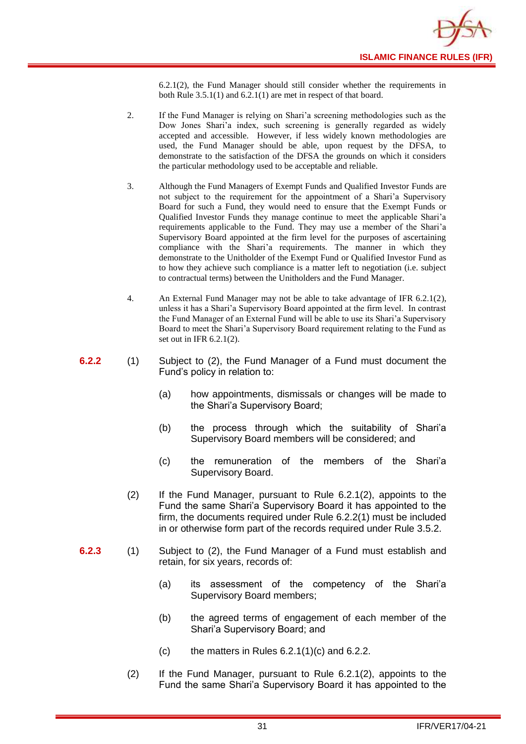6.2.1(2), the Fund Manager should still consider whether the requirements in both Rule 3.5.1(1) and 6.2.1(1) are met in respect of that board.

2. If the Fund Manager is relying on Shari'a screening methodologies such as the Dow Jones Shari'a index, such screening is generally regarded as widely accepted and accessible. However, if less widely known methodologies are used, the Fund Manager should be able, upon request by the DFSA, to demonstrate to the satisfaction of the DFSA the grounds on which it considers the particular methodology used to be acceptable and reliable.

3. Although the Fund Managers of Exempt Funds and Qualified Investor Funds are not subject to the requirement for the appointment of a Shari'a Supervisory Board for such a Fund, they would need to ensure that the Exempt Funds or Qualified Investor Funds they manage continue to meet the applicable Shari'a requirements applicable to the Fund. They may use a member of the Shari'a Supervisory Board appointed at the firm level for the purposes of ascertaining compliance with the Shari'a requirements. The manner in which they demonstrate to the Unitholder of the Exempt Fund or Qualified Investor Fund as to how they achieve such compliance is a matter left to negotiation (i.e. subject to contractual terms) between the Unitholders and the Fund Manager.

4. An External Fund Manager may not be able to take advantage of IFR 6.2.1(2), unless it has a Shari'a Supervisory Board appointed at the firm level. In contrast the Fund Manager of an External Fund will be able to use its Shari'a Supervisory Board to meet the Shari'a Supervisory Board requirement relating to the Fund as set out in IFR 6.2.1(2).

**6.2.2** (1) Subject to (2), the Fund Manager of a Fund must document the Fund's policy in relation to:

(a) how appointments, dismissals or changes will be made to the Shari'a Supervisory Board;

(b) the process through which the suitability of Shari'a Supervisory Board members will be considered; and

(c) the remuneration of the members of the Shari'a Supervisory Board.

(2) If the Fund Manager, pursuant to Rule 6.2.1(2), appoints to the Fund the same Shari'a Supervisory Board it has appointed to the firm, the documents required under Rule 6.2.2(1) must be included in or otherwise form part of the records required under Rule 3.5.2.

**6.2.3** (1) Subject to (2), the Fund Manager of a Fund must establish and retain, for six years, records of:

(a) its assessment of the competency of the Shari'a Supervisory Board members;

(b) the agreed terms of engagement of each member of the Shari'a Supervisory Board; and

(c) the matters in Rules 6.2.1(1)(c) and 6.2.2.

(2) If the Fund Manager, pursuant to Rule 6.2.1(2), appoints to the Fund the same Shari'a Supervisory Board it has appointed to the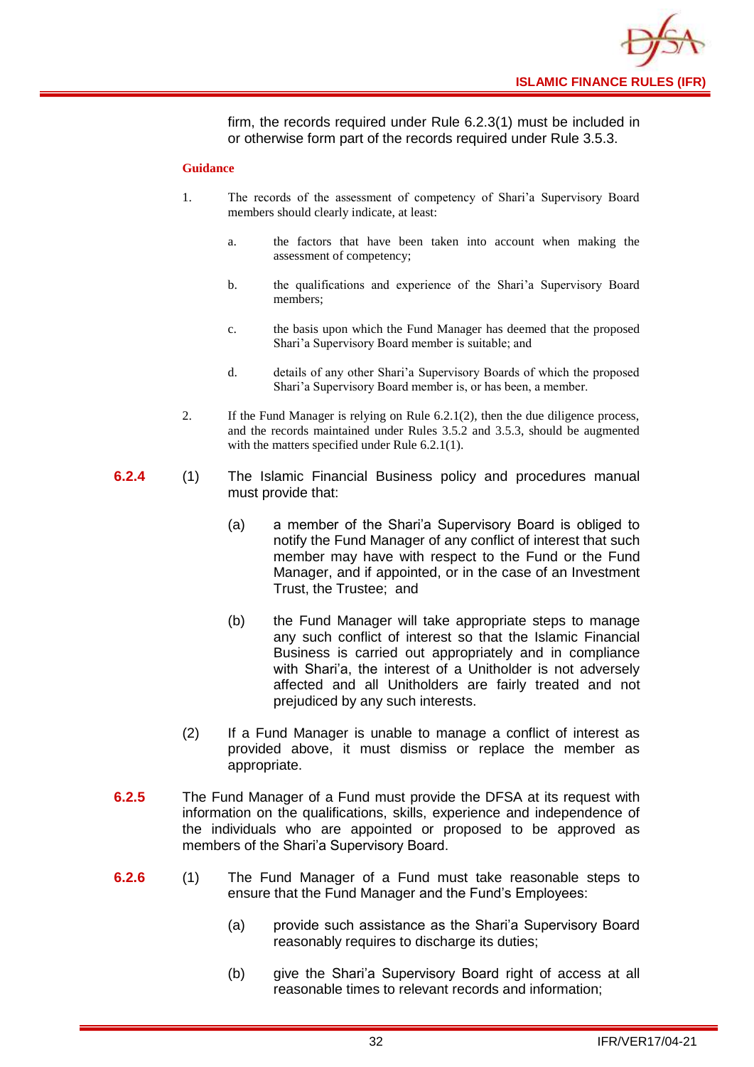firm, the records required under Rule 6.2.3(1) must be included in or otherwise form part of the records required under Rule 3.5.3.

**Guidance**

1. The records of the assessment of competency of Shari'a Supervisory Board members should clearly indicate, at least:

    a. the factors that have been taken into account when making the assessment of competency;

    b. the qualifications and experience of the Shari'a Supervisory Board members;

    c. the basis upon which the Fund Manager has deemed that the proposed Shari'a Supervisory Board member is suitable; and

    d. details of any other Shari'a Supervisory Boards of which the proposed Shari'a Supervisory Board member is, or has been, a member.

2. If the Fund Manager is relying on Rule 6.2.1(2), then the due diligence process, and the records maintained under Rules 3.5.2 and 3.5.3, should be augmented with the matters specified under Rule 6.2.1(1).

**6.2.4** (1) The Islamic Financial Business policy and procedures manual must provide that:

(a) a member of the Shari'a Supervisory Board is obliged to notify the Fund Manager of any conflict of interest that such member may have with respect to the Fund or the Fund Manager, and if appointed, or in the case of an Investment Trust, the Trustee; and

(b) the Fund Manager will take appropriate steps to manage any such conflict of interest so that the Islamic Financial Business is carried out appropriately and in compliance with Shari'a, the interest of a Unitholder is not adversely affected and all Unitholders are fairly treated and not prejudiced by any such interests.

(2) If a Fund Manager is unable to manage a conflict of interest as provided above, it must dismiss or replace the member as appropriate.

**6.2.5** The Fund Manager of a Fund must provide the DFSA at its request with information on the qualifications, skills, experience and independence of the individuals who are appointed or proposed to be approved as members of the Shari'a Supervisory Board.

**6.2.6** (1) The Fund Manager of a Fund must take reasonable steps to ensure that the Fund Manager and the Fund's Employees:

(a) provide such assistance as the Shari'a Supervisory Board reasonably requires to discharge its duties;

(b) give the Shari'a Supervisory Board right of access at all reasonable times to relevant records and information;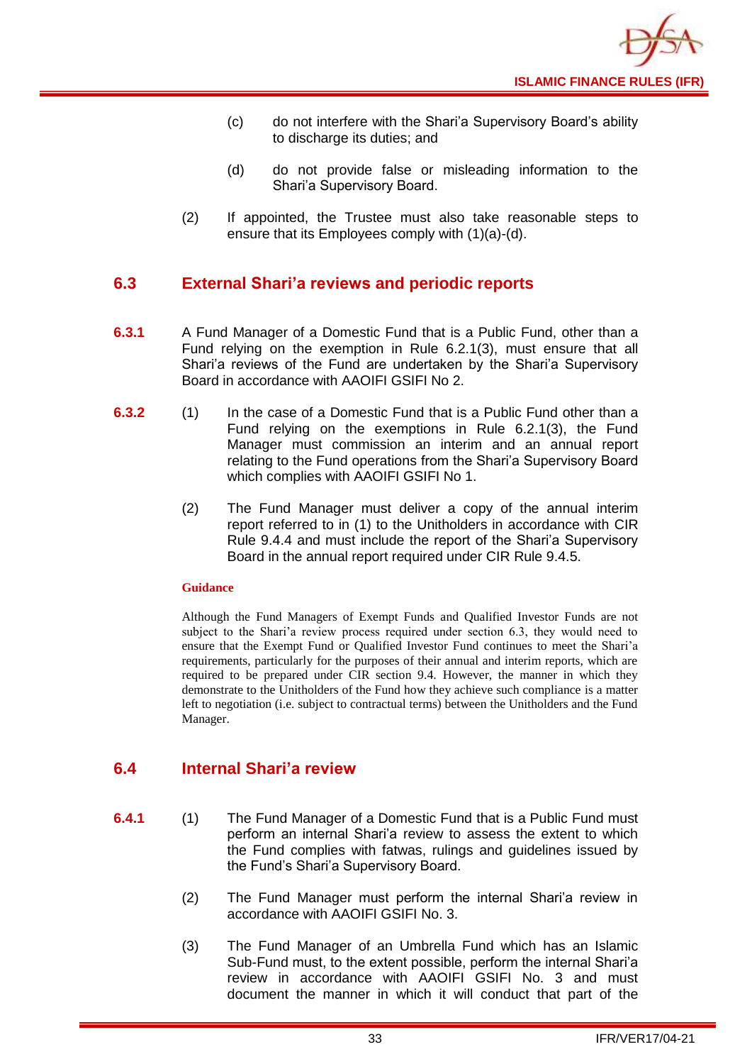(c) do not interfere with the Shari'a Supervisory Board's ability to discharge its duties; and

(d) do not provide false or misleading information to the Shari'a Supervisory Board.

(2) If appointed, the Trustee must also take reasonable steps to ensure that its Employees comply with (1)(a)-(d).

## 6.3 External Shari'a reviews and periodic reports

**6.3.1** A Fund Manager of a Domestic Fund that is a Public Fund, other than a Fund relying on the exemption in Rule 6.2.1(3), must ensure that all Shari'a reviews of the Fund are undertaken by the Shari'a Supervisory Board in accordance with AAOIFI GSIFI No 2.

**6.3.2** (1) In the case of a Domestic Fund that is a Public Fund other than a Fund relying on the exemptions in Rule 6.2.1(3), the Fund Manager must commission an interim and an annual report relating to the Fund operations from the Shari'a Supervisory Board which complies with AAOIFI GSIFI No 1.

(2) The Fund Manager must deliver a copy of the annual interim report referred to in (1) to the Unitholders in accordance with CIR Rule 9.4.4 and must include the report of the Shari'a Supervisory Board in the annual report required under CIR Rule 9.4.5.

**Guidance**

Although the Fund Managers of Exempt Funds and Qualified Investor Funds are not subject to the Shari'a review process required under section 6.3, they would need to ensure that the Exempt Fund or Qualified Investor Fund continues to meet the Shari'a requirements, particularly for the purposes of their annual and interim reports, which are required to be prepared under CIR section 9.4. However, the manner in which they demonstrate to the Unitholders of the Fund how they achieve such compliance is a matter left to negotiation (i.e. subject to contractual terms) between the Unitholders and the Fund Manager.

## 6.4 Internal Shari'a review

**6.4.1** (1) The Fund Manager of a Domestic Fund that is a Public Fund must perform an internal Shari'a review to assess the extent to which the Fund complies with fatwas, rulings and guidelines issued by the Fund's Shari'a Supervisory Board.

(2) The Fund Manager must perform the internal Shari'a review in accordance with AAOIFI GSIFI No. 3.

(3) The Fund Manager of an Umbrella Fund which has an Islamic Sub-Fund must, to the extent possible, perform the internal Shari'a review in accordance with AAOIFI GSIFI No. 3 and must document the manner in which it will conduct that part of the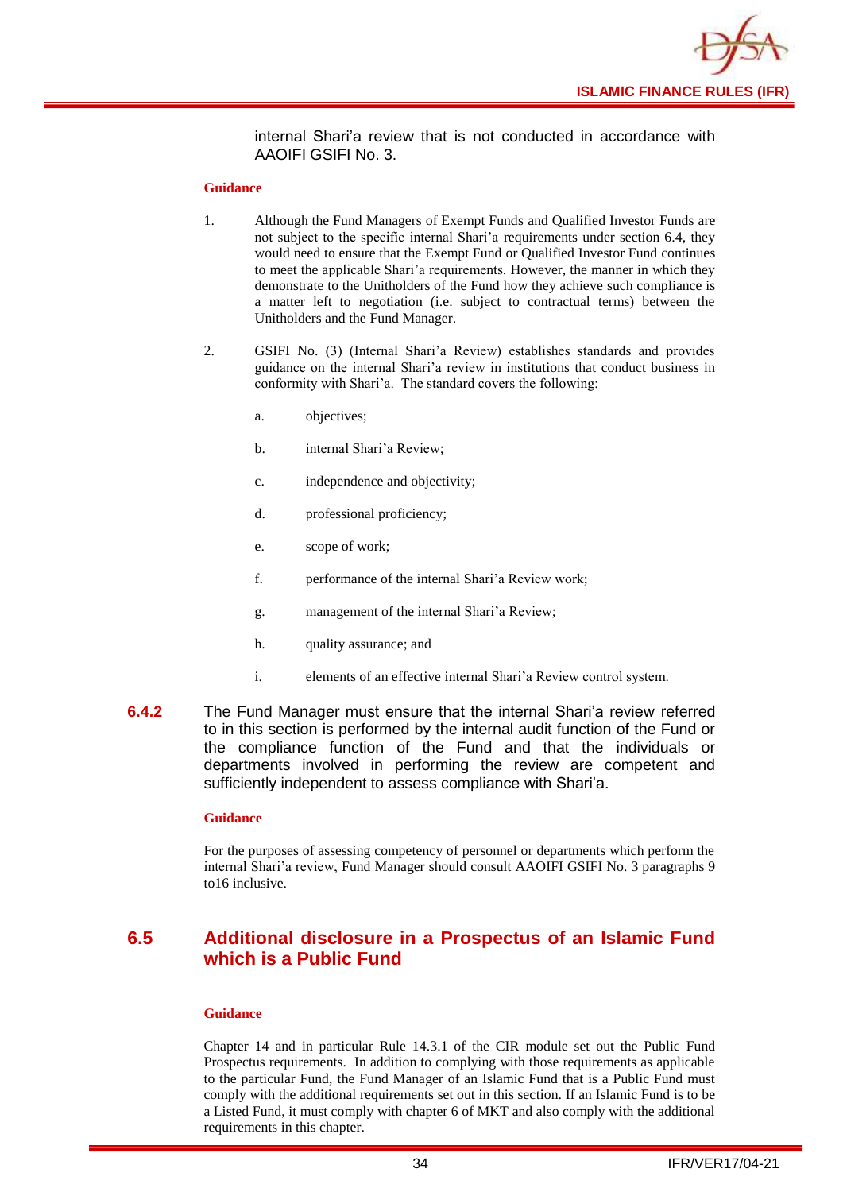internal Shari'a review that is not conducted in accordance with AAOIFI GSIFI No. 3.

**Guidance**

1. Although the Fund Managers of Exempt Funds and Qualified Investor Funds are not subject to the specific internal Shari'a requirements under section 6.4, they would need to ensure that the Exempt Fund or Qualified Investor Fund continues to meet the applicable Shari'a requirements. However, the manner in which they demonstrate to the Unitholders of the Fund how they achieve such compliance is a matter left to negotiation (i.e. subject to contractual terms) between the Unitholders and the Fund Manager.

2. GSIFI No. (3) (Internal Shari'a Review) establishes standards and provides guidance on the internal Shari'a review in institutions that conduct business in conformity with Shari'a. The standard covers the following:

   a. objectives;

   b. internal Shari'a Review;

   c. independence and objectivity;

   d. professional proficiency;

   e. scope of work;

   f. performance of the internal Shari'a Review work;

   g. management of the internal Shari'a Review;

   h. quality assurance; and

   i. elements of an effective internal Shari'a Review control system.

**6.4.2** The Fund Manager must ensure that the internal Shari'a review referred to in this section is performed by the internal audit function of the Fund or the compliance function of the Fund and that the individuals or departments involved in performing the review are competent and sufficiently independent to assess compliance with Shari'a.

**Guidance**

For the purposes of assessing competency of personnel or departments which perform the internal Shari'a review, Fund Manager should consult AAOIFI GSIFI No. 3 paragraphs 9 to16 inclusive.

## 6.5 Additional disclosure in a Prospectus of an Islamic Fund which is a Public Fund

**Guidance**

Chapter 14 and in particular Rule 14.3.1 of the CIR module set out the Public Fund Prospectus requirements. In addition to complying with those requirements as applicable to the particular Fund, the Fund Manager of an Islamic Fund that is a Public Fund must comply with the additional requirements set out in this section. If an Islamic Fund is to be a Listed Fund, it must comply with chapter 6 of MKT and also comply with the additional requirements in this chapter.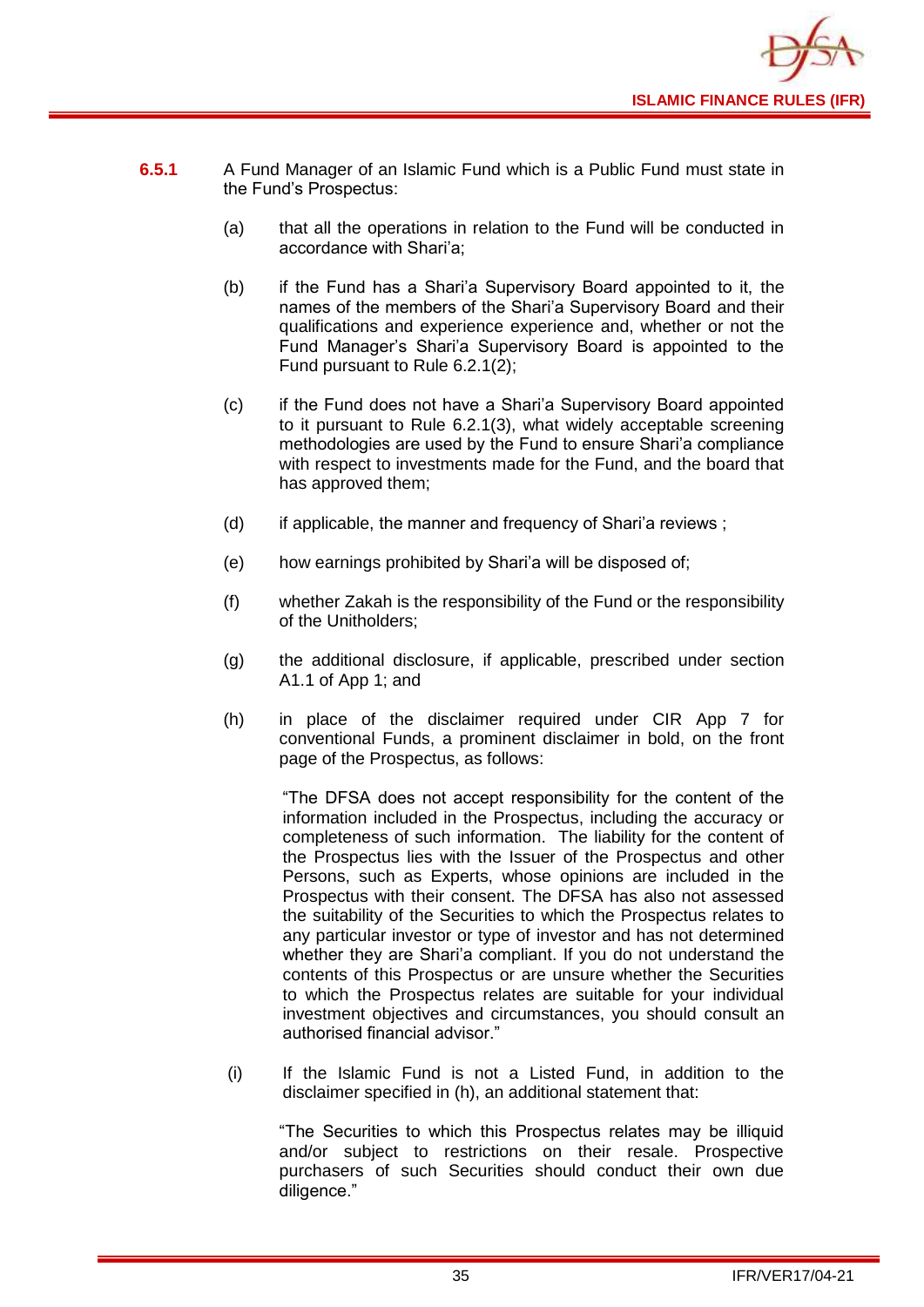**6.5.1** A Fund Manager of an Islamic Fund which is a Public Fund must state in the Fund's Prospectus:

(a) that all the operations in relation to the Fund will be conducted in accordance with Shari'a;

(b) if the Fund has a Shari'a Supervisory Board appointed to it, the names of the members of the Shari'a Supervisory Board and their qualifications and experience experience and, whether or not the Fund Manager's Shari'a Supervisory Board is appointed to the Fund pursuant to Rule 6.2.1(2);

(c) if the Fund does not have a Shari'a Supervisory Board appointed to it pursuant to Rule 6.2.1(3), what widely acceptable screening methodologies are used by the Fund to ensure Shari'a compliance with respect to investments made for the Fund, and the board that has approved them;

(d) if applicable, the manner and frequency of Shari'a reviews ;

(e) how earnings prohibited by Shari'a will be disposed of;

(f) whether Zakah is the responsibility of the Fund or the responsibility of the Unitholders;

(g) the additional disclosure, if applicable, prescribed under section A1.1 of App 1; and

(h) in place of the disclaimer required under CIR App 7 for conventional Funds, a prominent disclaimer in bold, on the front page of the Prospectus, as follows:

"The DFSA does not accept responsibility for the content of the information included in the Prospectus, including the accuracy or completeness of such information. The liability for the content of the Prospectus lies with the Issuer of the Prospectus and other Persons, such as Experts, whose opinions are included in the Prospectus with their consent. The DFSA has also not assessed the suitability of the Securities to which the Prospectus relates to any particular investor or type of investor and has not determined whether they are Shari'a compliant. If you do not understand the contents of this Prospectus or are unsure whether the Securities to which the Prospectus relates are suitable for your individual investment objectives and circumstances, you should consult an authorised financial advisor."

(i) If the Islamic Fund is not a Listed Fund, in addition to the disclaimer specified in (h), an additional statement that:

"The Securities to which this Prospectus relates may be illiquid and/or subject to restrictions on their resale. Prospective purchasers of such Securities should conduct their own due diligence."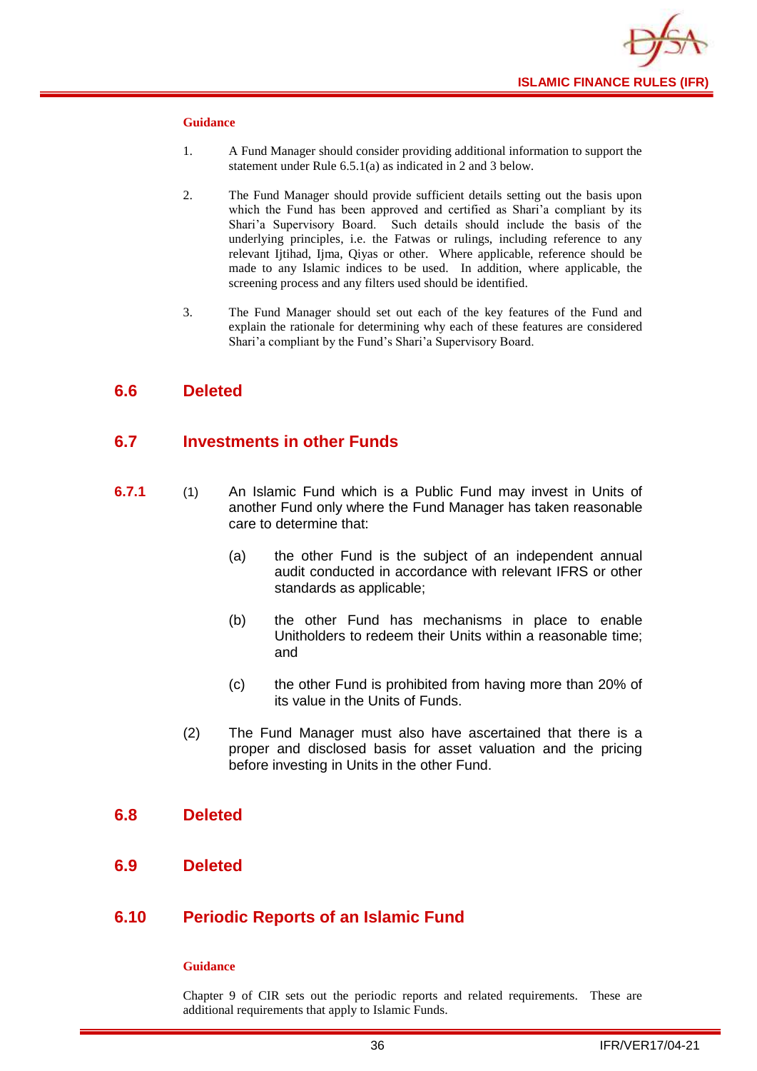**Guidance**

1. A Fund Manager should consider providing additional information to support the statement under Rule 6.5.1(a) as indicated in 2 and 3 below.

2. The Fund Manager should provide sufficient details setting out the basis upon which the Fund has been approved and certified as Shari'a compliant by its Shari'a Supervisory Board. Such details should include the basis of the underlying principles, i.e. the Fatwas or rulings, including reference to any relevant Ijtihad, Ijma, Qiyas or other. Where applicable, reference should be made to any Islamic indices to be used. In addition, where applicable, the screening process and any filters used should be identified.

3. The Fund Manager should set out each of the key features of the Fund and explain the rationale for determining why each of these features are considered Shari'a compliant by the Fund's Shari'a Supervisory Board.

## 6.6 Deleted

## 6.7 Investments in other Funds

**6.7.1** (1) An Islamic Fund which is a Public Fund may invest in Units of another Fund only where the Fund Manager has taken reasonable care to determine that:

(a) the other Fund is the subject of an independent annual audit conducted in accordance with relevant IFRS or other standards as applicable;

(b) the other Fund has mechanisms in place to enable Unitholders to redeem their Units within a reasonable time; and

(c) the other Fund is prohibited from having more than 20% of its value in the Units of Funds.

(2) The Fund Manager must also have ascertained that there is a proper and disclosed basis for asset valuation and the pricing before investing in Units in the other Fund.

## 6.8 Deleted

## 6.9 Deleted

## 6.10 Periodic Reports of an Islamic Fund

**Guidance**

Chapter 9 of CIR sets out the periodic reports and related requirements. These are additional requirements that apply to Islamic Funds.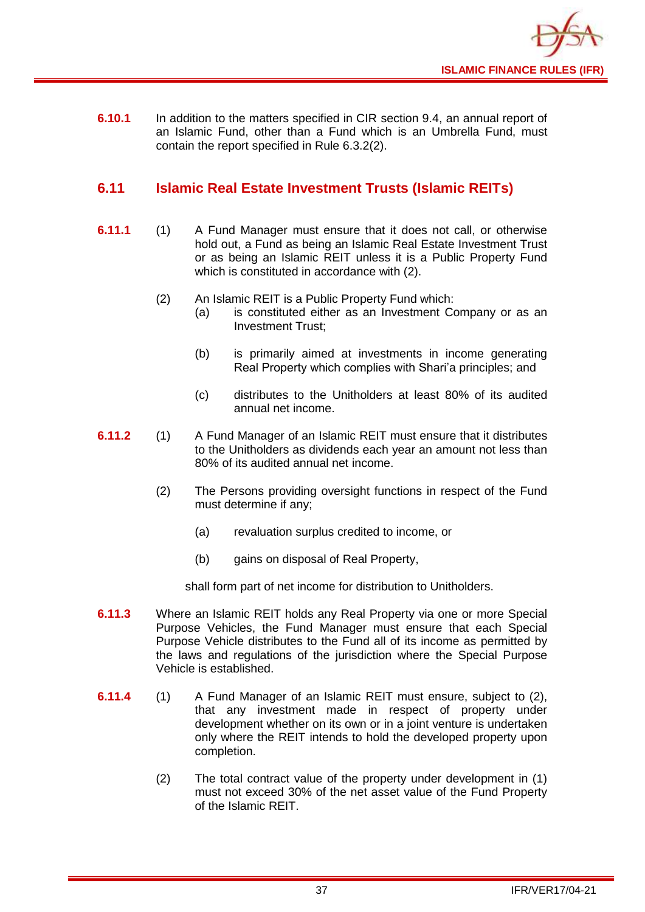**6.10.1** In addition to the matters specified in CIR section 9.4, an annual report of an Islamic Fund, other than a Fund which is an Umbrella Fund, must contain the report specified in Rule 6.3.2(2).

## 6.11 Islamic Real Estate Investment Trusts (Islamic REITs)

**6.11.1** (1) A Fund Manager must ensure that it does not call, or otherwise hold out, a Fund as being an Islamic Real Estate Investment Trust or as being an Islamic REIT unless it is a Public Property Fund which is constituted in accordance with (2).

(2) An Islamic REIT is a Public Property Fund which:

(a) is constituted either as an Investment Company or as an Investment Trust;

(b) is primarily aimed at investments in income generating Real Property which complies with Shari'a principles; and

(c) distributes to the Unitholders at least 80% of its audited annual net income.

**6.11.2** (1) A Fund Manager of an Islamic REIT must ensure that it distributes to the Unitholders as dividends each year an amount not less than 80% of its audited annual net income.

(2) The Persons providing oversight functions in respect of the Fund must determine if any;

(a) revaluation surplus credited to income, or

(b) gains on disposal of Real Property,

shall form part of net income for distribution to Unitholders.

**6.11.3** Where an Islamic REIT holds any Real Property via one or more Special Purpose Vehicles, the Fund Manager must ensure that each Special Purpose Vehicle distributes to the Fund all of its income as permitted by the laws and regulations of the jurisdiction where the Special Purpose Vehicle is established.

**6.11.4** (1) A Fund Manager of an Islamic REIT must ensure, subject to (2), that any investment made in respect of property under development whether on its own or in a joint venture is undertaken only where the REIT intends to hold the developed property upon completion.

(2) The total contract value of the property under development in (1) must not exceed 30% of the net asset value of the Fund Property of the Islamic REIT.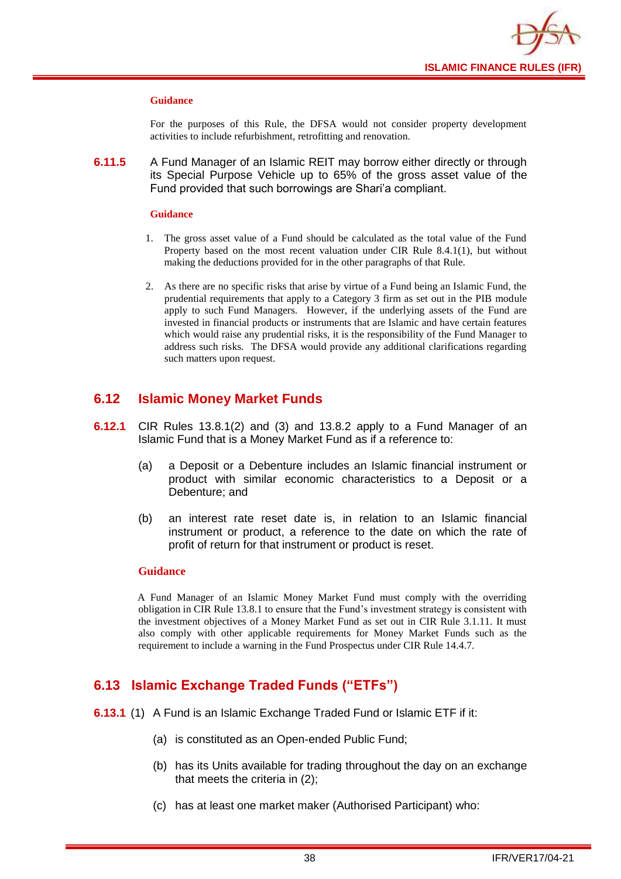**Guidance**

For the purposes of this Rule, the DFSA would not consider property development activities to include refurbishment, retrofitting and renovation.

**6.11.5** A Fund Manager of an Islamic REIT may borrow either directly or through its Special Purpose Vehicle up to 65% of the gross asset value of the Fund provided that such borrowings are Shari'a compliant.

**Guidance**

1. The gross asset value of a Fund should be calculated as the total value of the Fund Property based on the most recent valuation under CIR Rule 8.4.1(1), but without making the deductions provided for in the other paragraphs of that Rule.
2. As there are no specific risks that arise by virtue of a Fund being an Islamic Fund, the prudential requirements that apply to a Category 3 firm as set out in the PIB module apply to such Fund Managers. However, if the underlying assets of the Fund are invested in financial products or instruments that are Islamic and have certain features which would raise any prudential risks, it is the responsibility of the Fund Manager to address such risks. The DFSA would provide any additional clarifications regarding such matters upon request.

## 6.12 Islamic Money Market Funds

**6.12.1** CIR Rules 13.8.1(2) and (3) and 13.8.2 apply to a Fund Manager of an Islamic Fund that is a Money Market Fund as if a reference to:

(a) a Deposit or a Debenture includes an Islamic financial instrument or product with similar economic characteristics to a Deposit or a Debenture; and

(b) an interest rate reset date is, in relation to an Islamic financial instrument or product, a reference to the date on which the rate of profit of return for that instrument or product is reset.

**Guidance**

A Fund Manager of an Islamic Money Market Fund must comply with the overriding obligation in CIR Rule 13.8.1 to ensure that the Fund's investment strategy is consistent with the investment objectives of a Money Market Fund as set out in CIR Rule 3.1.11. It must also comply with other applicable requirements for Money Market Funds such as the requirement to include a warning in the Fund Prospectus under CIR Rule 14.4.7.

## 6.13 Islamic Exchange Traded Funds ("ETFs")

**6.13.1** (1) A Fund is an Islamic Exchange Traded Fund or Islamic ETF if it:

(a) is constituted as an Open-ended Public Fund;

(b) has its Units available for trading throughout the day on an exchange that meets the criteria in (2);

(c) has at least one market maker (Authorised Participant) who: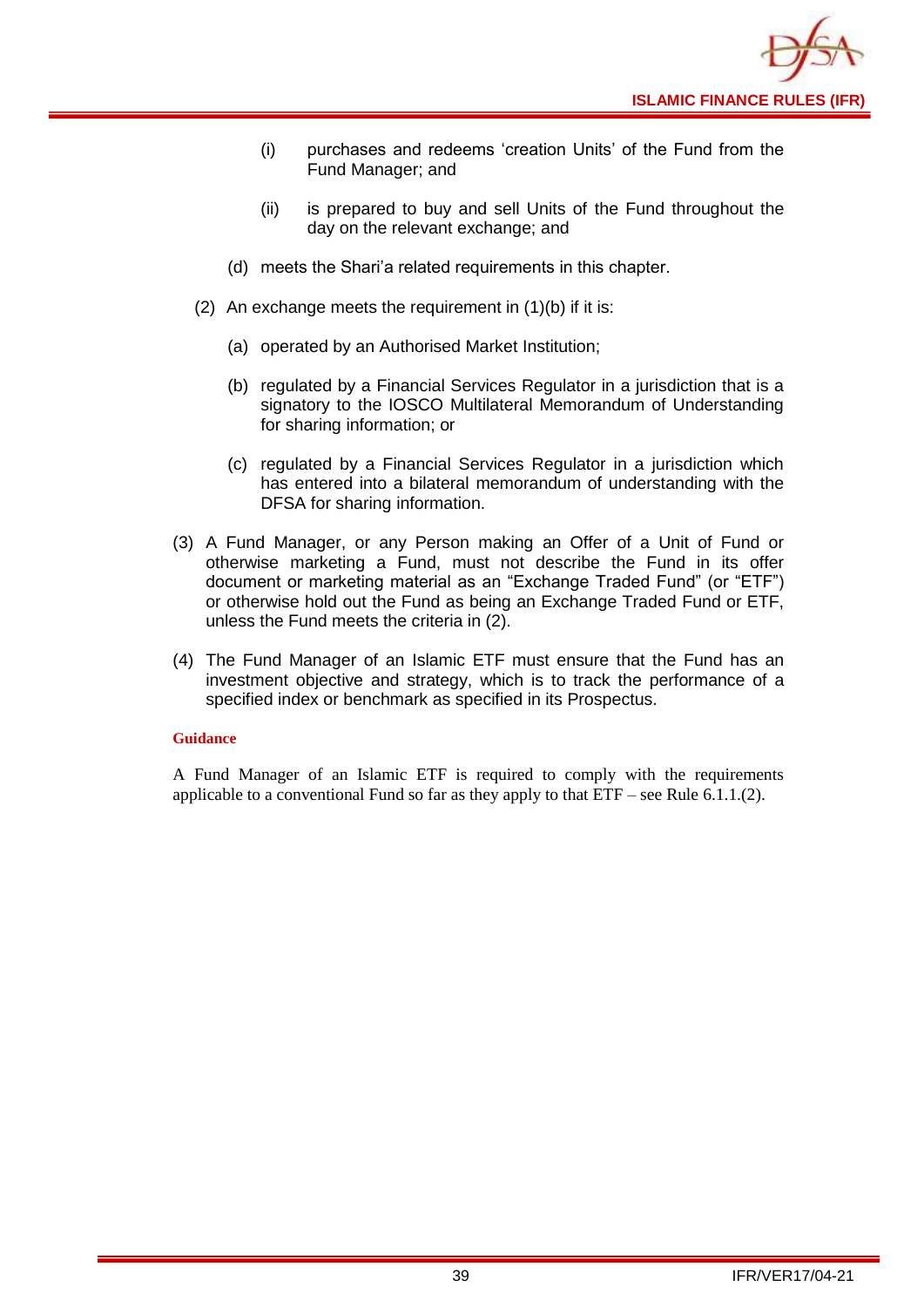(i) purchases and redeems 'creation Units' of the Fund from the Fund Manager; and

(ii) is prepared to buy and sell Units of the Fund throughout the day on the relevant exchange; and

(d) meets the Shari'a related requirements in this chapter.

(2) An exchange meets the requirement in (1)(b) if it is:

(a) operated by an Authorised Market Institution;

(b) regulated by a Financial Services Regulator in a jurisdiction that is a signatory to the IOSCO Multilateral Memorandum of Understanding for sharing information; or

(c) regulated by a Financial Services Regulator in a jurisdiction which has entered into a bilateral memorandum of understanding with the DFSA for sharing information.

(3) A Fund Manager, or any Person making an Offer of a Unit of Fund or otherwise marketing a Fund, must not describe the Fund in its offer document or marketing material as an "Exchange Traded Fund" (or "ETF") or otherwise hold out the Fund as being an Exchange Traded Fund or ETF, unless the Fund meets the criteria in (2).

(4) The Fund Manager of an Islamic ETF must ensure that the Fund has an investment objective and strategy, which is to track the performance of a specified index or benchmark as specified in its Prospectus.

**Guidance**

A Fund Manager of an Islamic ETF is required to comply with the requirements applicable to a conventional Fund so far as they apply to that ETF – see Rule 6.1.1.(2).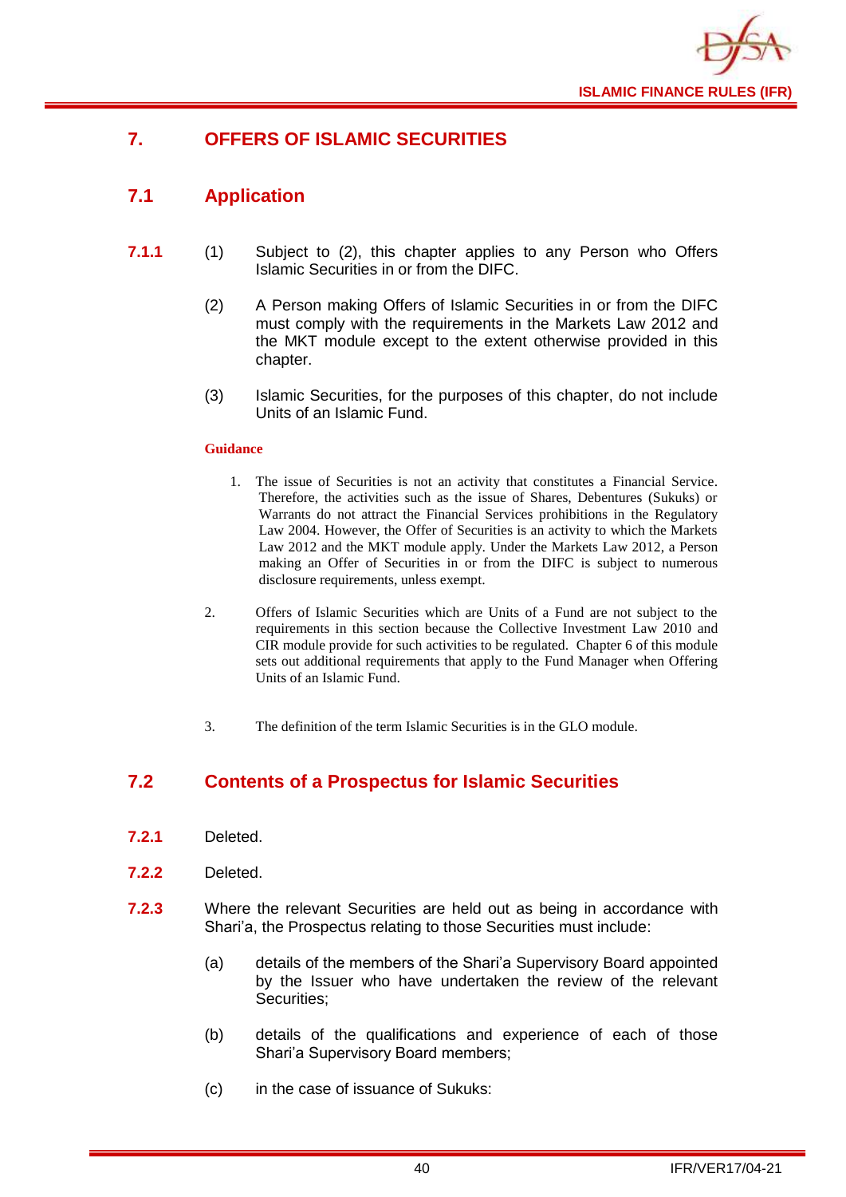# 7. OFFERS OF ISLAMIC SECURITIES

## 7.1 Application

**7.1.1** (1) Subject to (2), this chapter applies to any Person who Offers Islamic Securities in or from the DIFC.

(2) A Person making Offers of Islamic Securities in or from the DIFC must comply with the requirements in the Markets Law 2012 and the MKT module except to the extent otherwise provided in this chapter.

(3) Islamic Securities, for the purposes of this chapter, do not include Units of an Islamic Fund.

**Guidance**

1. The issue of Securities is not an activity that constitutes a Financial Service. Therefore, the activities such as the issue of Shares, Debentures (Sukuks) or Warrants do not attract the Financial Services prohibitions in the Regulatory Law 2004. However, the Offer of Securities is an activity to which the Markets Law 2012 and the MKT module apply. Under the Markets Law 2012, a Person making an Offer of Securities in or from the DIFC is subject to numerous disclosure requirements, unless exempt.

2. Offers of Islamic Securities which are Units of a Fund are not subject to the requirements in this section because the Collective Investment Law 2010 and CIR module provide for such activities to be regulated. Chapter 6 of this module sets out additional requirements that apply to the Fund Manager when Offering Units of an Islamic Fund.

3. The definition of the term Islamic Securities is in the GLO module.

## 7.2 Contents of a Prospectus for Islamic Securities

**7.2.1** Deleted.

**7.2.2** Deleted.

**7.2.3** Where the relevant Securities are held out as being in accordance with Shari'a, the Prospectus relating to those Securities must include:

(a) details of the members of the Shari'a Supervisory Board appointed by the Issuer who have undertaken the review of the relevant Securities;

(b) details of the qualifications and experience of each of those Shari'a Supervisory Board members;

(c) in the case of issuance of Sukuks: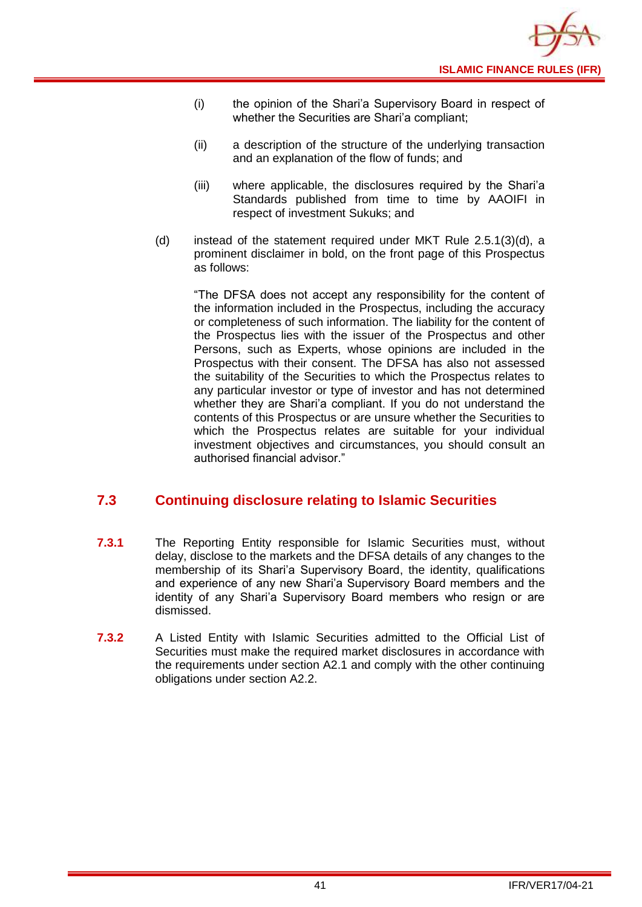(i) the opinion of the Shari'a Supervisory Board in respect of whether the Securities are Shari'a compliant;

(ii) a description of the structure of the underlying transaction and an explanation of the flow of funds; and

(iii) where applicable, the disclosures required by the Shari'a Standards published from time to time by AAOIFI in respect of investment Sukuks; and

(d) instead of the statement required under MKT Rule 2.5.1(3)(d), a prominent disclaimer in bold, on the front page of this Prospectus as follows:

"The DFSA does not accept any responsibility for the content of the information included in the Prospectus, including the accuracy or completeness of such information. The liability for the content of the Prospectus lies with the issuer of the Prospectus and other Persons, such as Experts, whose opinions are included in the Prospectus with their consent. The DFSA has also not assessed the suitability of the Securities to which the Prospectus relates to any particular investor or type of investor and has not determined whether they are Shari'a compliant. If you do not understand the contents of this Prospectus or are unsure whether the Securities to which the Prospectus relates are suitable for your individual investment objectives and circumstances, you should consult an authorised financial advisor."

## 7.3 Continuing disclosure relating to Islamic Securities

**7.3.1** The Reporting Entity responsible for Islamic Securities must, without delay, disclose to the markets and the DFSA details of any changes to the membership of its Shari'a Supervisory Board, the identity, qualifications and experience of any new Shari'a Supervisory Board members and the identity of any Shari'a Supervisory Board members who resign or are dismissed.

**7.3.2** A Listed Entity with Islamic Securities admitted to the Official List of Securities must make the required market disclosures in accordance with the requirements under section A2.1 and comply with the other continuing obligations under section A2.2.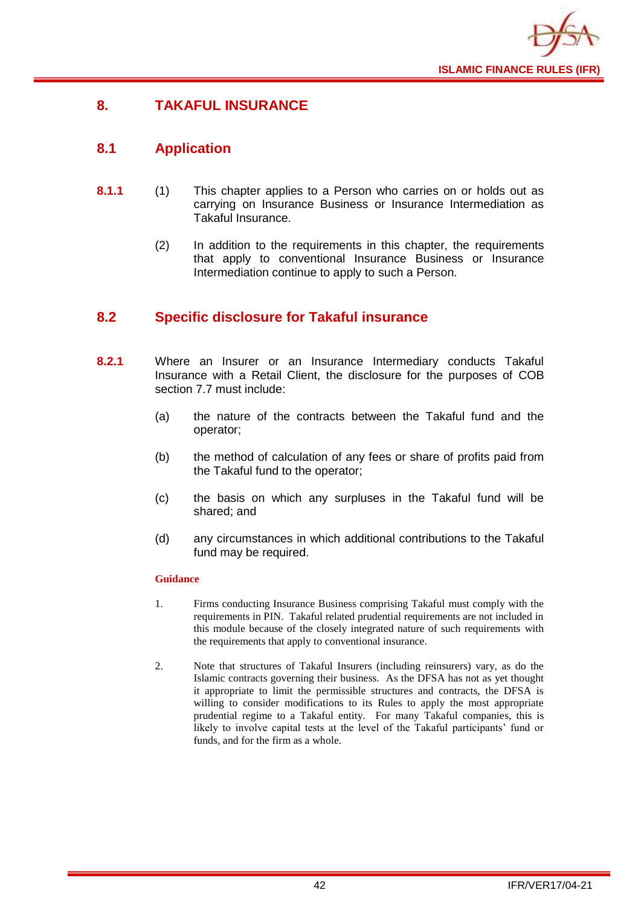# 8. TAKAFUL INSURANCE

## 8.1 Application

**8.1.1** (1) This chapter applies to a Person who carries on or holds out as carrying on Insurance Business or Insurance Intermediation as Takaful Insurance.

(2) In addition to the requirements in this chapter, the requirements that apply to conventional Insurance Business or Insurance Intermediation continue to apply to such a Person.

## 8.2 Specific disclosure for Takaful insurance

**8.2.1** Where an Insurer or an Insurance Intermediary conducts Takaful Insurance with a Retail Client, the disclosure for the purposes of COB section 7.7 must include:

(a) the nature of the contracts between the Takaful fund and the operator;

(b) the method of calculation of any fees or share of profits paid from the Takaful fund to the operator;

(c) the basis on which any surpluses in the Takaful fund will be shared; and

(d) any circumstances in which additional contributions to the Takaful fund may be required.

**Guidance**

1. Firms conducting Insurance Business comprising Takaful must comply with the requirements in PIN. Takaful related prudential requirements are not included in this module because of the closely integrated nature of such requirements with the requirements that apply to conventional insurance.

2. Note that structures of Takaful Insurers (including reinsurers) vary, as do the Islamic contracts governing their business. As the DFSA has not as yet thought it appropriate to limit the permissible structures and contracts, the DFSA is willing to consider modifications to its Rules to apply the most appropriate prudential regime to a Takaful entity. For many Takaful companies, this is likely to involve capital tests at the level of the Takaful participants' fund or funds, and for the firm as a whole.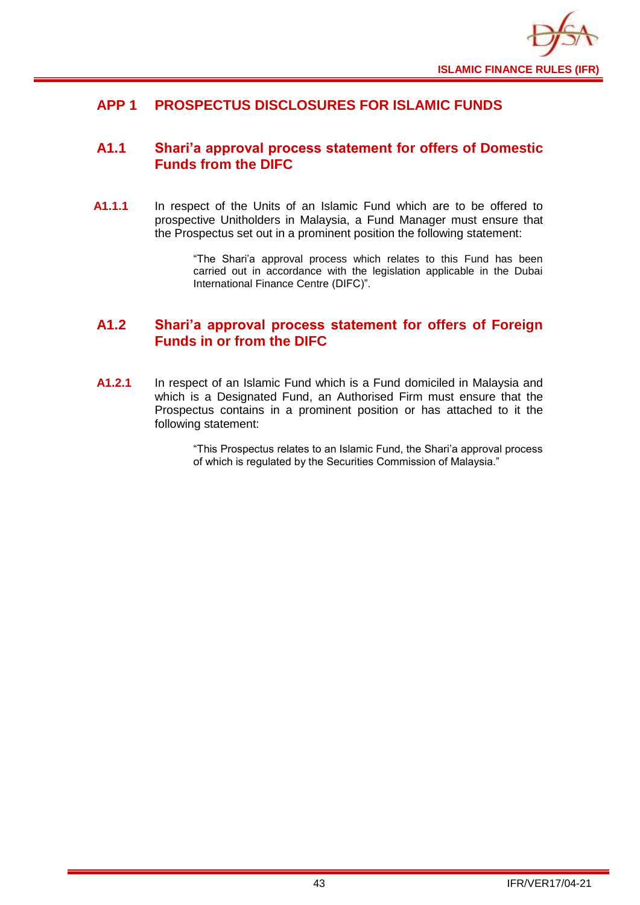# APP 1 PROSPECTUS DISCLOSURES FOR ISLAMIC FUNDS

## A1.1 Shari'a approval process statement for offers of Domestic Funds from the DIFC

**A1.1.1** In respect of the Units of an Islamic Fund which are to be offered to prospective Unitholders in Malaysia, a Fund Manager must ensure that the Prospectus set out in a prominent position the following statement:

> "The Shari'a approval process which relates to this Fund has been carried out in accordance with the legislation applicable in the Dubai International Finance Centre (DIFC)".

## A1.2 Shari'a approval process statement for offers of Foreign Funds in or from the DIFC

**A1.2.1** In respect of an Islamic Fund which is a Fund domiciled in Malaysia and which is a Designated Fund, an Authorised Firm must ensure that the Prospectus contains in a prominent position or has attached to it the following statement:

> "This Prospectus relates to an Islamic Fund, the Shari'a approval process of which is regulated by the Securities Commission of Malaysia."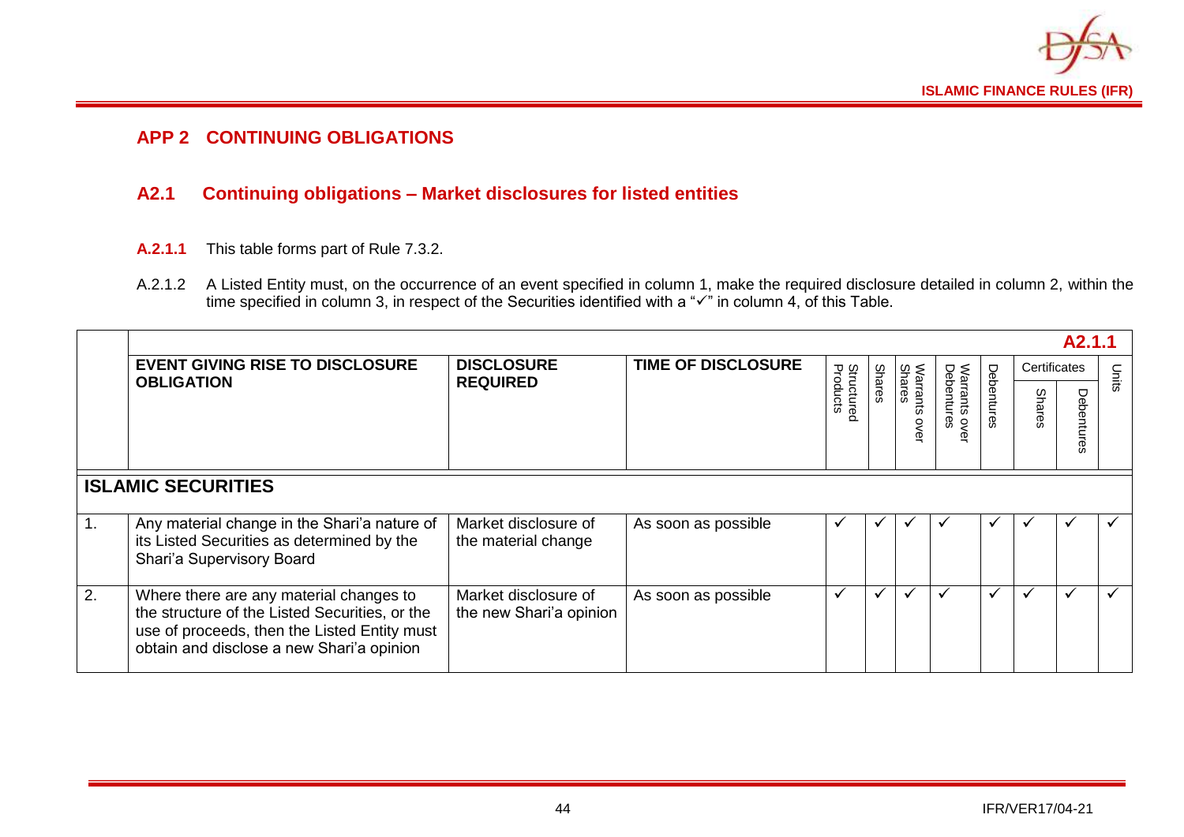## APP 2 CONTINUING OBLIGATIONS

### A2.1 Continuing obligations – Market disclosures for listed entities

**A.2.1.1** This table forms part of Rule 7.3.2.

A.2.1.2 A Listed Entity must, on the occurrence of an event specified in column 1, make the required disclosure detailed in column 2, within the time specified in column 3, in respect of the Securities identified with a "✓" in column 4, of this Table.

**A2.1.1**

| | EVENT GIVING RISE TO DISCLOSURE OBLIGATION | DISCLOSURE REQUIRED | TIME OF DISCLOSURE | Structured Products | Shares | Warrants over Shares | Warrants over Debentures | Debentures | Certificates | | Units |
|---|---|---|---|---|---|---|---|---|---|---|---|
| | | | | | | | | | Shares | Debentures | |
| **ISLAMIC SECURITIES** | | | | | | | | | | | |
| 1. | Any material change in the Shari'a nature of its Listed Securities as determined by the Shari'a Supervisory Board | Market disclosure of the material change | As soon as possible | ✓ | ✓ | ✓ | ✓ | ✓ | ✓ | ✓ | ✓ |
| 2. | Where there are any material changes to the structure of the Listed Securities, or the use of proceeds, then the Listed Entity must obtain and disclose a new Shari'a opinion | Market disclosure of the new Shari'a opinion | As soon as possible | ✓ | ✓ | ✓ | ✓ | ✓ | ✓ | ✓ | ✓ |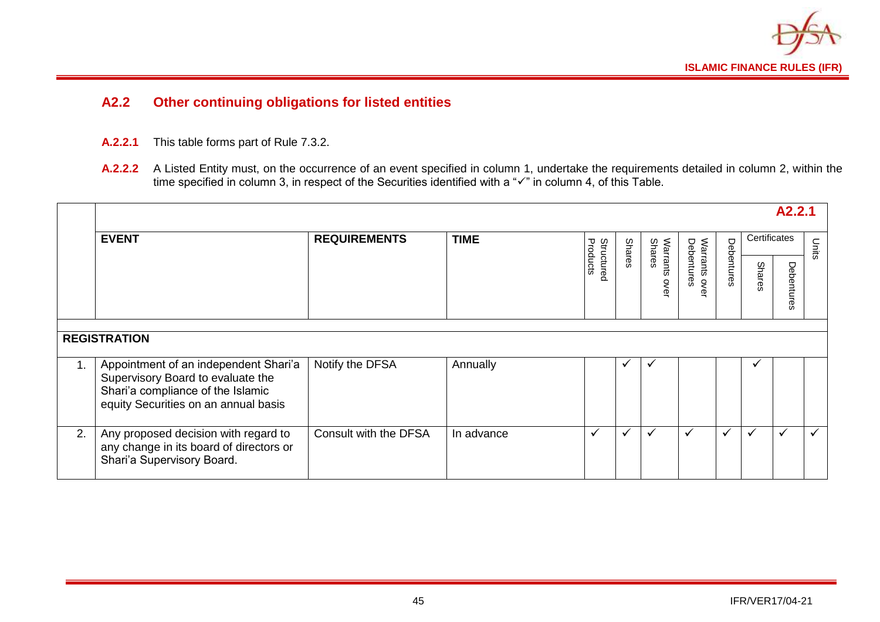## A2.2 Other continuing obligations for listed entities

**A.2.2.1** This table forms part of Rule 7.3.2.

**A.2.2.2** A Listed Entity must, on the occurrence of an event specified in column 1, undertake the requirements detailed in column 2, within the time specified in column 3, in respect of the Securities identified with a "✓" in column 4, of this Table.

| | | | | | | | | | Certificates | | |
|---|---|---|---|---|---|---|---|---|---|---|---|
| | **A2.2.1** | | | | | | | | | | |
| | **EVENT** | **REQUIREMENTS** | **TIME** | Structured Products | Shares | Warrants over Shares | Warrants over Debentures | Debentures | Shares | Debentures | Units |
| **REGISTRATION** | | | | | | | | | | | |
| 1. | Appointment of an independent Shari'a Supervisory Board to evaluate the Shari'a compliance of the Islamic equity Securities on an annual basis | Notify the DFSA | Annually | | ✓ | ✓ | | | ✓ | | |
| 2. | Any proposed decision with regard to any change in its board of directors or Shari'a Supervisory Board. | Consult with the DFSA | In advance | ✓ | ✓ | ✓ | ✓ | ✓ | ✓ | ✓ | ✓ |